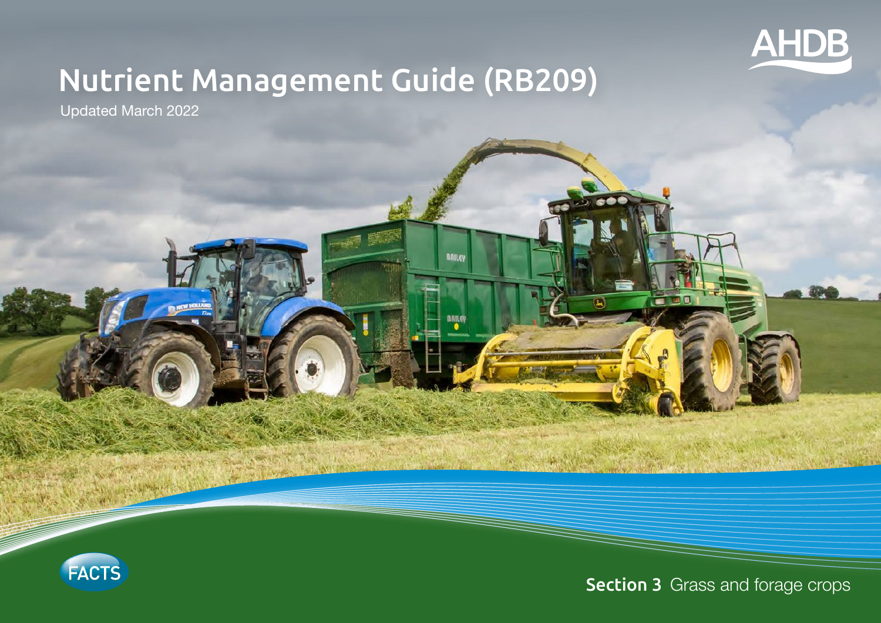# Nutrient Management Guide (RB209)

Updated March 2022

AHDB

FACTS

**Section 3** Grass and forage crops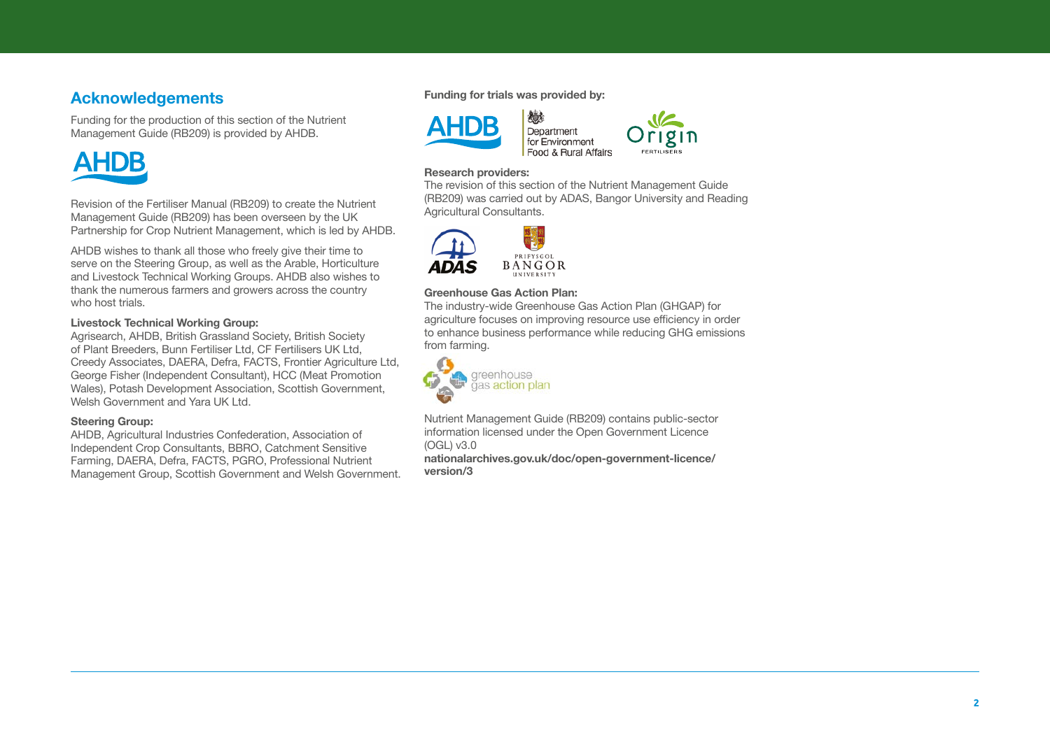## Acknowledgements

Funding for the production of this section of the Nutrient Management Guide (RB209) is provided by AHDB.

Revision of the Fertiliser Manual (RB209) to create the Nutrient Management Guide (RB209) has been overseen by the UK Partnership for Crop Nutrient Management, which is led by AHDB.

AHDB wishes to thank all those who freely give their time to serve on the Steering Group, as well as the Arable, Horticulture and Livestock Technical Working Groups. AHDB also wishes to thank the numerous farmers and growers across the country who host trials.

**Livestock Technical Working Group:**
Agrisearch, AHDB, British Grassland Society, British Society of Plant Breeders, Bunn Fertiliser Ltd, CF Fertilisers UK Ltd, Creedy Associates, DAERA, Defra, FACTS, Frontier Agriculture Ltd, George Fisher (Independent Consultant), HCC (Meat Promotion Wales), Potash Development Association, Scottish Government, Welsh Government and Yara UK Ltd.

**Steering Group:**
AHDB, Agricultural Industries Confederation, Association of Independent Crop Consultants, BBRO, Catchment Sensitive Farming, DAERA, Defra, FACTS, PGRO, Professional Nutrient Management Group, Scottish Government and Welsh Government.

**Funding for trials was provided by:**

**Research providers:**
The revision of this section of the Nutrient Management Guide (RB209) was carried out by ADAS, Bangor University and Reading Agricultural Consultants.

**Greenhouse Gas Action Plan:**
The industry-wide Greenhouse Gas Action Plan (GHGAP) for agriculture focuses on improving resource use efficiency in order to enhance business performance while reducing GHG emissions from farming.

Nutrient Management Guide (RB209) contains public-sector information licensed under the Open Government Licence (OGL) v3.0
**nationalarchives.gov.uk/doc/open-government-licence/version/3**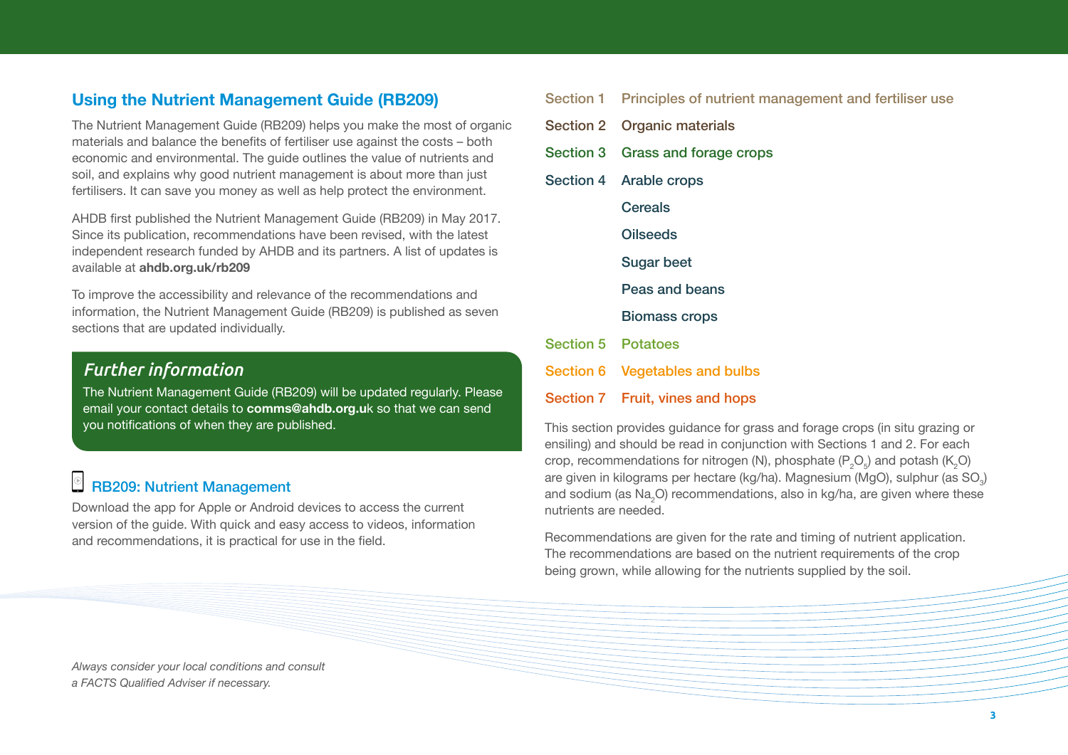## Using the Nutrient Management Guide (RB209)

The Nutrient Management Guide (RB209) helps you make the most of organic materials and balance the benefits of fertiliser use against the costs – both economic and environmental. The guide outlines the value of nutrients and soil, and explains why good nutrient management is about more than just fertilisers. It can save you money as well as help protect the environment.

AHDB first published the Nutrient Management Guide (RB209) in May 2017. Since its publication, recommendations have been revised, with the latest independent research funded by AHDB and its partners. A list of updates is available at **ahdb.org.uk/rb209**

To improve the accessibility and relevance of the recommendations and information, the Nutrient Management Guide (RB209) is published as seven sections that are updated individually.

### *Further information*

The Nutrient Management Guide (RB209) will be updated regularly. Please email your contact details to **comms@ahdb.org.uk** so that we can send you notifications of when they are published.

### RB209: Nutrient Management

Download the app for Apple or Android devices to access the current version of the guide. With quick and easy access to videos, information and recommendations, it is practical for use in the field.

*Always consider your local conditions and consult a FACTS Qualified Adviser if necessary.*

- Section 1 Principles of nutrient management and fertiliser use
- Section 2 Organic materials
- Section 3 Grass and forage crops
- Section 4 Arable crops
  - Cereals
  - Oilseeds
  - Sugar beet
  - Peas and beans
  - Biomass crops
- Section 5 Potatoes
- Section 6 Vegetables and bulbs
- Section 7 Fruit, vines and hops

This section provides guidance for grass and forage crops (in situ grazing or ensiling) and should be read in conjunction with Sections 1 and 2. For each crop, recommendations for nitrogen (N), phosphate ($P_2O_5$) and potash ($K_2O$) are given in kilograms per hectare (kg/ha). Magnesium (MgO), sulphur (as $SO_3$) and sodium (as $Na_2O$) recommendations, also in kg/ha, are given where these nutrients are needed.

Recommendations are given for the rate and timing of nutrient application. The recommendations are based on the nutrient requirements of the crop being grown, while allowing for the nutrients supplied by the soil.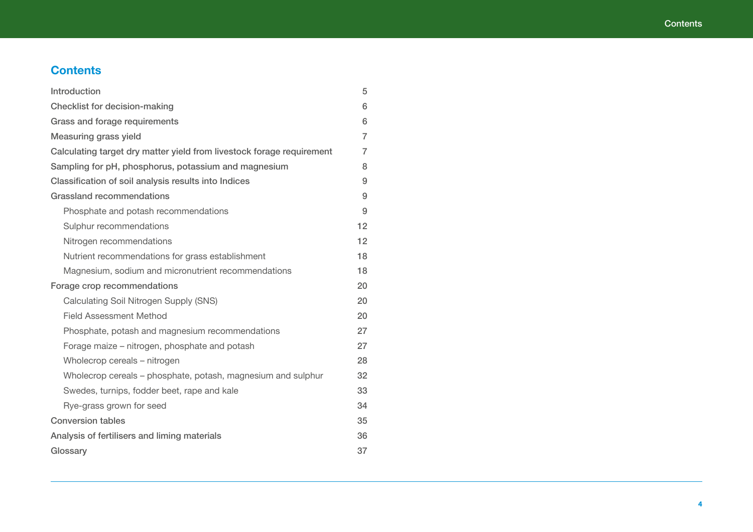## Contents

| | |
|---|---|
| Introduction | 5 |
| Checklist for decision-making | 6 |
| Grass and forage requirements | 6 |
| Measuring grass yield | 7 |
| Calculating target dry matter yield from livestock forage requirement | 7 |
| Sampling for pH, phosphorus, potassium and magnesium | 8 |
| Classification of soil analysis results into Indices | 9 |
| Grassland recommendations | 9 |
| Phosphate and potash recommendations | 9 |
| Sulphur recommendations | 12 |
| Nitrogen recommendations | 12 |
| Nutrient recommendations for grass establishment | 18 |
| Magnesium, sodium and micronutrient recommendations | 18 |
| Forage crop recommendations | 20 |
| Calculating Soil Nitrogen Supply (SNS) | 20 |
| Field Assessment Method | 20 |
| Phosphate, potash and magnesium recommendations | 27 |
| Forage maize – nitrogen, phosphate and potash | 27 |
| Wholecrop cereals – nitrogen | 28 |
| Wholecrop cereals – phosphate, potash, magnesium and sulphur | 32 |
| Swedes, turnips, fodder beet, rape and kale | 33 |
| Rye-grass grown for seed | 34 |
| Conversion tables | 35 |
| Analysis of fertilisers and liming materials | 36 |
| Glossary | 37 |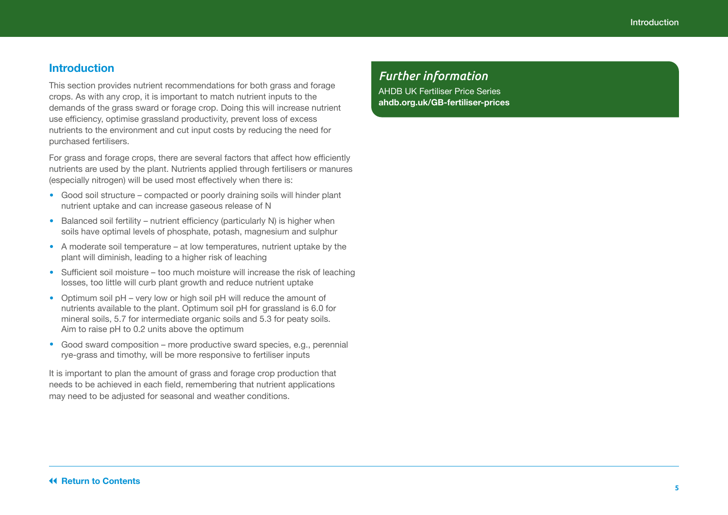## Introduction

This section provides nutrient recommendations for both grass and forage crops. As with any crop, it is important to match nutrient inputs to the demands of the grass sward or forage crop. Doing this will increase nutrient use efficiency, optimise grassland productivity, prevent loss of excess nutrients to the environment and cut input costs by reducing the need for purchased fertilisers.

For grass and forage crops, there are several factors that affect how efficiently nutrients are used by the plant. Nutrients applied through fertilisers or manures (especially nitrogen) will be used most effectively when there is:

- Good soil structure – compacted or poorly draining soils will hinder plant nutrient uptake and can increase gaseous release of N
- Balanced soil fertility – nutrient efficiency (particularly N) is higher when soils have optimal levels of phosphate, potash, magnesium and sulphur
- A moderate soil temperature – at low temperatures, nutrient uptake by the plant will diminish, leading to a higher risk of leaching
- Sufficient soil moisture – too much moisture will increase the risk of leaching losses, too little will curb plant growth and reduce nutrient uptake
- Optimum soil pH – very low or high soil pH will reduce the amount of nutrients available to the plant. Optimum soil pH for grassland is 6.0 for mineral soils, 5.7 for intermediate organic soils and 5.3 for peaty soils. Aim to raise pH to 0.2 units above the optimum
- Good sward composition – more productive sward species, e.g., perennial rye-grass and timothy, will be more responsive to fertiliser inputs

It is important to plan the amount of grass and forage crop production that needs to be achieved in each field, remembering that nutrient applications may need to be adjusted for seasonal and weather conditions.

### *Further information*

AHDB UK Fertiliser Price Series
**ahdb.org.uk/GB-fertiliser-prices**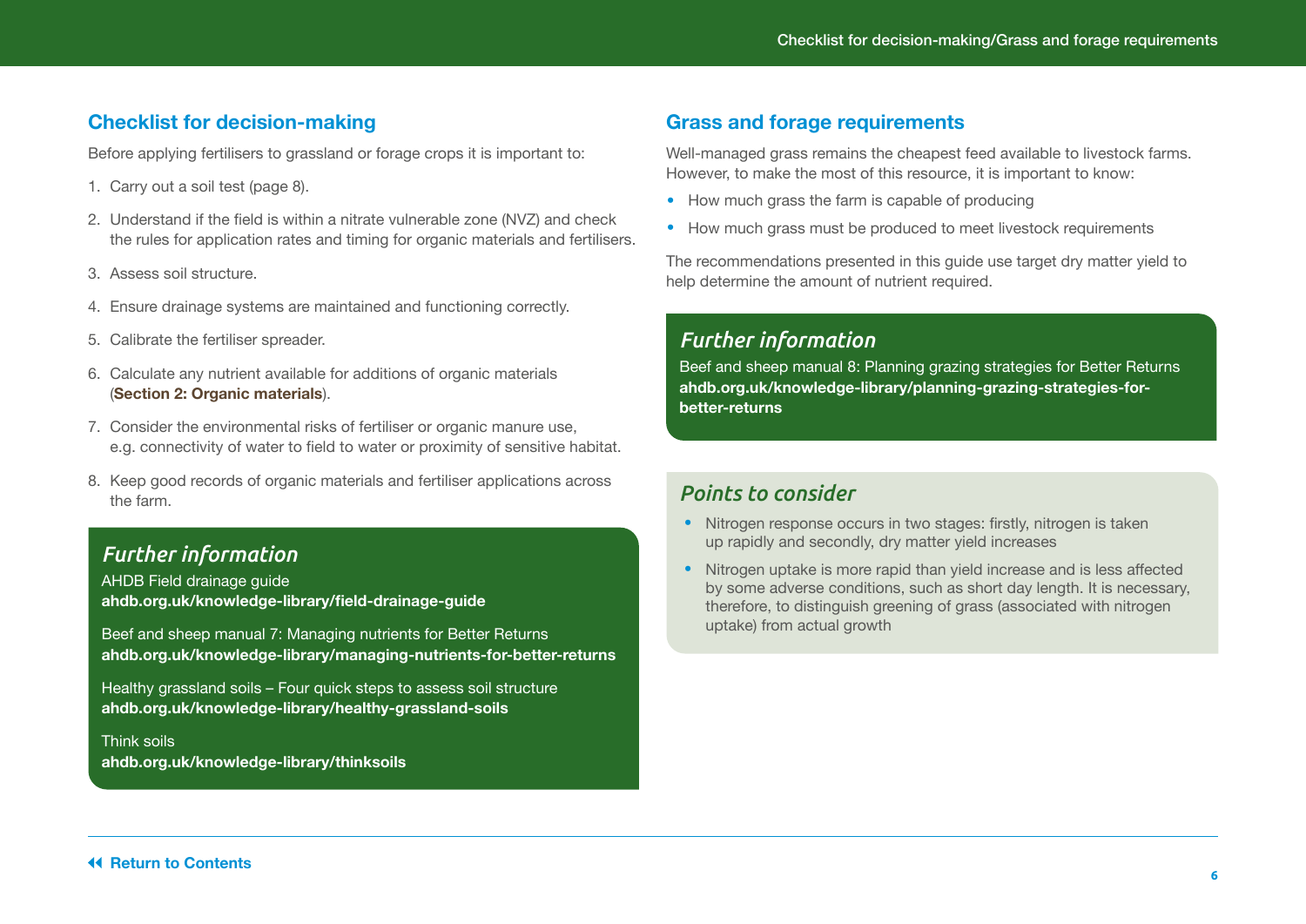## Checklist for decision-making

Before applying fertilisers to grassland or forage crops it is important to:

1. Carry out a soil test (page 8).
2. Understand if the field is within a nitrate vulnerable zone (NVZ) and check the rules for application rates and timing for organic materials and fertilisers.
3. Assess soil structure.
4. Ensure drainage systems are maintained and functioning correctly.
5. Calibrate the fertiliser spreader.
6. Calculate any nutrient available for additions of organic materials (**Section 2: Organic materials**).
7. Consider the environmental risks of fertiliser or organic manure use, e.g. connectivity of water to field to water or proximity of sensitive habitat.
8. Keep good records of organic materials and fertiliser applications across the farm.

### *Further information*

AHDB Field drainage guide
**ahdb.org.uk/knowledge-library/field-drainage-guide**

Beef and sheep manual 7: Managing nutrients for Better Returns
**ahdb.org.uk/knowledge-library/managing-nutrients-for-better-returns**

Healthy grassland soils – Four quick steps to assess soil structure
**ahdb.org.uk/knowledge-library/healthy-grassland-soils**

Think soils
**ahdb.org.uk/knowledge-library/thinksoils**

## Grass and forage requirements

Well-managed grass remains the cheapest feed available to livestock farms. However, to make the most of this resource, it is important to know:

- How much grass the farm is capable of producing
- How much grass must be produced to meet livestock requirements

The recommendations presented in this guide use target dry matter yield to help determine the amount of nutrient required.

### *Further information*

Beef and sheep manual 8: Planning grazing strategies for Better Returns
**ahdb.org.uk/knowledge-library/planning-grazing-strategies-for-better-returns**

### *Points to consider*

- Nitrogen response occurs in two stages: firstly, nitrogen is taken up rapidly and secondly, dry matter yield increases
- Nitrogen uptake is more rapid than yield increase and is less affected by some adverse conditions, such as short day length. It is necessary, therefore, to distinguish greening of grass (associated with nitrogen uptake) from actual growth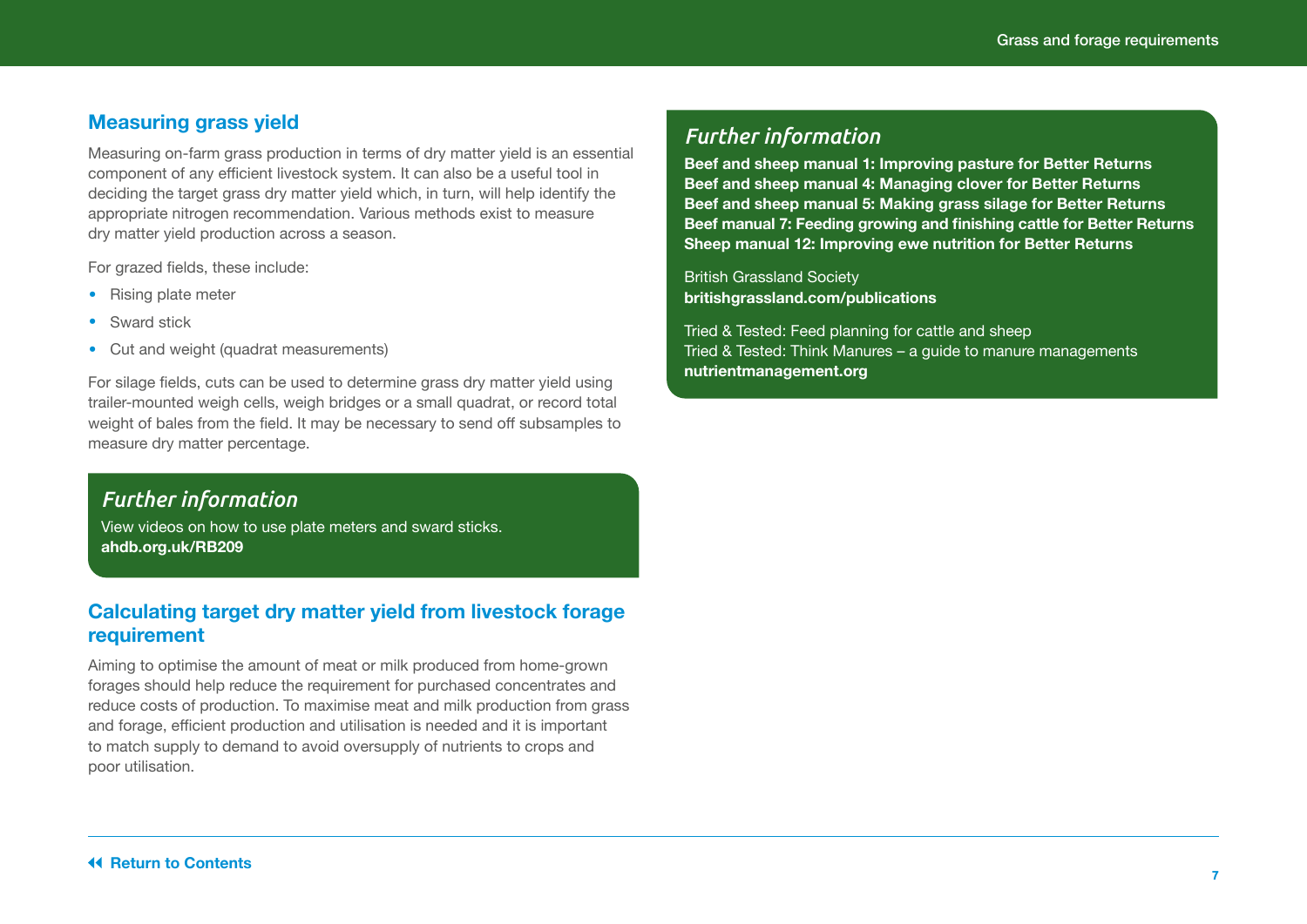## Measuring grass yield

Measuring on-farm grass production in terms of dry matter yield is an essential component of any efficient livestock system. It can also be a useful tool in deciding the target grass dry matter yield which, in turn, will help identify the appropriate nitrogen recommendation. Various methods exist to measure dry matter yield production across a season.

For grazed fields, these include:

- Rising plate meter
- Sward stick
- Cut and weight (quadrat measurements)

For silage fields, cuts can be used to determine grass dry matter yield using trailer-mounted weigh cells, weigh bridges or a small quadrat, or record total weight of bales from the field. It may be necessary to send off subsamples to measure dry matter percentage.

### *Further information*

View videos on how to use plate meters and sward sticks.
**ahdb.org.uk/RB209**

## Calculating target dry matter yield from livestock forage requirement

Aiming to optimise the amount of meat or milk produced from home-grown forages should help reduce the requirement for purchased concentrates and reduce costs of production. To maximise meat and milk production from grass and forage, efficient production and utilisation is needed and it is important to match supply to demand to avoid oversupply of nutrients to crops and poor utilisation.

### *Further information*

**Beef and sheep manual 1: Improving pasture for Better Returns**
**Beef and sheep manual 4: Managing clover for Better Returns**
**Beef and sheep manual 5: Making grass silage for Better Returns**
**Beef manual 7: Feeding growing and finishing cattle for Better Returns**
**Sheep manual 12: Improving ewe nutrition for Better Returns**

British Grassland Society
**britishgrassland.com/publications**

Tried & Tested: Feed planning for cattle and sheep
Tried & Tested: Think Manures – a guide to manure managements
**nutrientmanagement.org**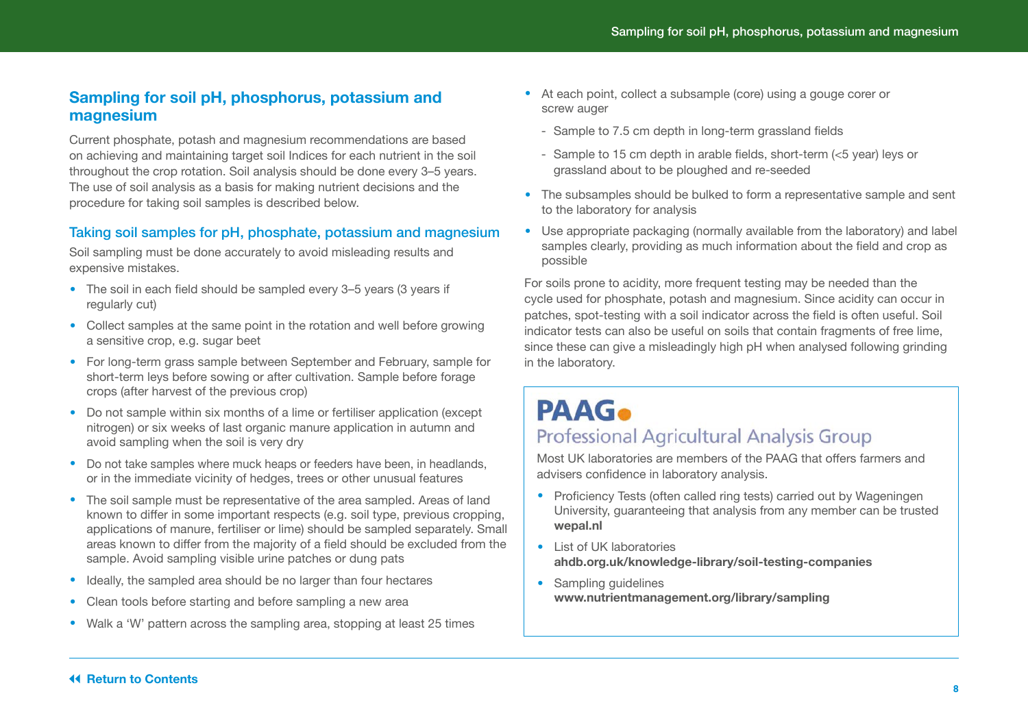## Sampling for soil pH, phosphorus, potassium and magnesium

Current phosphate, potash and magnesium recommendations are based on achieving and maintaining target soil Indices for each nutrient in the soil throughout the crop rotation. Soil analysis should be done every 3–5 years. The use of soil analysis as a basis for making nutrient decisions and the procedure for taking soil samples is described below.

### Taking soil samples for pH, phosphate, potassium and magnesium

Soil sampling must be done accurately to avoid misleading results and expensive mistakes.

- The soil in each field should be sampled every 3–5 years (3 years if regularly cut)
- Collect samples at the same point in the rotation and well before growing a sensitive crop, e.g. sugar beet
- For long-term grass sample between September and February, sample for short-term leys before sowing or after cultivation. Sample before forage crops (after harvest of the previous crop)
- Do not sample within six months of a lime or fertiliser application (except nitrogen) or six weeks of last organic manure application in autumn and avoid sampling when the soil is very dry
- Do not take samples where muck heaps or feeders have been, in headlands, or in the immediate vicinity of hedges, trees or other unusual features
- The soil sample must be representative of the area sampled. Areas of land known to differ in some important respects (e.g. soil type, previous cropping, applications of manure, fertiliser or lime) should be sampled separately. Small areas known to differ from the majority of a field should be excluded from the sample. Avoid sampling visible urine patches or dung pats
- Ideally, the sampled area should be no larger than four hectares
- Clean tools before starting and before sampling a new area
- Walk a 'W' pattern across the sampling area, stopping at least 25 times
- At each point, collect a subsample (core) using a gouge corer or screw auger
  - Sample to 7.5 cm depth in long-term grassland fields
  - Sample to 15 cm depth in arable fields, short-term (<5 year) leys or grassland about to be ploughed and re-seeded
- The subsamples should be bulked to form a representative sample and sent to the laboratory for analysis
- Use appropriate packaging (normally available from the laboratory) and label samples clearly, providing as much information about the field and crop as possible

For soils prone to acidity, more frequent testing may be needed than the cycle used for phosphate, potash and magnesium. Since acidity can occur in patches, spot-testing with a soil indicator across the field is often useful. Soil indicator tests can also be useful on soils that contain fragments of free lime, since these can give a misleadingly high pH when analysed following grinding in the laboratory.

**PAAG**

Professional Agricultural Analysis Group

Most UK laboratories are members of the PAAG that offers farmers and advisers confidence in laboratory analysis.

- Proficiency Tests (often called ring tests) carried out by Wageningen University, guaranteeing that analysis from any member can be trusted **wepal.nl**
- List of UK laboratories **ahdb.org.uk/knowledge-library/soil-testing-companies**
- Sampling guidelines **www.nutrientmanagement.org/library/sampling**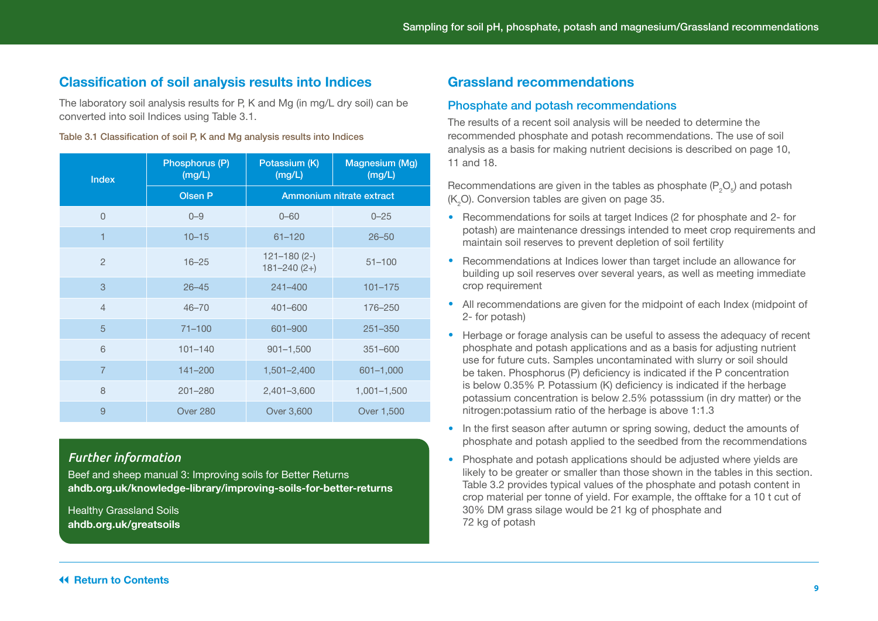## Classification of soil analysis results into Indices

The laboratory soil analysis results for P, K and Mg (in mg/L dry soil) can be converted into soil Indices using Table 3.1.

Table 3.1 Classification of soil P, K and Mg analysis results into Indices

| Index | Phosphorus (P) (mg/L) | Potassium (K) (mg/L) | Magnesium (Mg) (mg/L) |
|---|---|---|---|
| | Olsen P | Ammonium nitrate extract | |
| 0 | 0–9 | 0–60 | 0–25 |
| 1 | 10–15 | 61–120 | 26–50 |
| 2 | 16–25 | 121–180 (2-) 181–240 (2+) | 51–100 |
| 3 | 26–45 | 241–400 | 101–175 |
| 4 | 46–70 | 401–600 | 176–250 |
| 5 | 71–100 | 601–900 | 251–350 |
| 6 | 101–140 | 901–1,500 | 351–600 |
| 7 | 141–200 | 1,501–2,400 | 601–1,000 |
| 8 | 201–280 | 2,401–3,600 | 1,001–1,500 |
| 9 | Over 280 | Over 3,600 | Over 1,500 |

### *Further information*

Beef and sheep manual 3: Improving soils for Better Returns
**ahdb.org.uk/knowledge-library/improving-soils-for-better-returns**

Healthy Grassland Soils
**ahdb.org.uk/greatsoils**

## Grassland recommendations

### Phosphate and potash recommendations

The results of a recent soil analysis will be needed to determine the recommended phosphate and potash recommendations. The use of soil analysis as a basis for making nutrient decisions is described on page 10, 11 and 18.

Recommendations are given in the tables as phosphate ($P_2O_5$) and potash ($K_2O$). Conversion tables are given on page 35.

- Recommendations for soils at target Indices (2 for phosphate and 2- for potash) are maintenance dressings intended to meet crop requirements and maintain soil reserves to prevent depletion of soil fertility
- Recommendations at Indices lower than target include an allowance for building up soil reserves over several years, as well as meeting immediate crop requirement
- All recommendations are given for the midpoint of each Index (midpoint of 2- for potash)
- Herbage or forage analysis can be useful to assess the adequacy of recent phosphate and potash applications and as a basis for adjusting nutrient use for future cuts. Samples uncontaminated with slurry or soil should be taken. Phosphorus (P) deficiency is indicated if the P concentration is below 0.35% P. Potassium (K) deficiency is indicated if the herbage potassium concentration is below 2.5% potasssium (in dry matter) or the nitrogen:potassium ratio of the herbage is above 1:1.3
- In the first season after autumn or spring sowing, deduct the amounts of phosphate and potash applied to the seedbed from the recommendations
- Phosphate and potash applications should be adjusted where yields are likely to be greater or smaller than those shown in the tables in this section. Table 3.2 provides typical values of the phosphate and potash content in crop material per tonne of yield. For example, the offtake for a 10 t cut of 30% DM grass silage would be 21 kg of phosphate and 72 kg of potash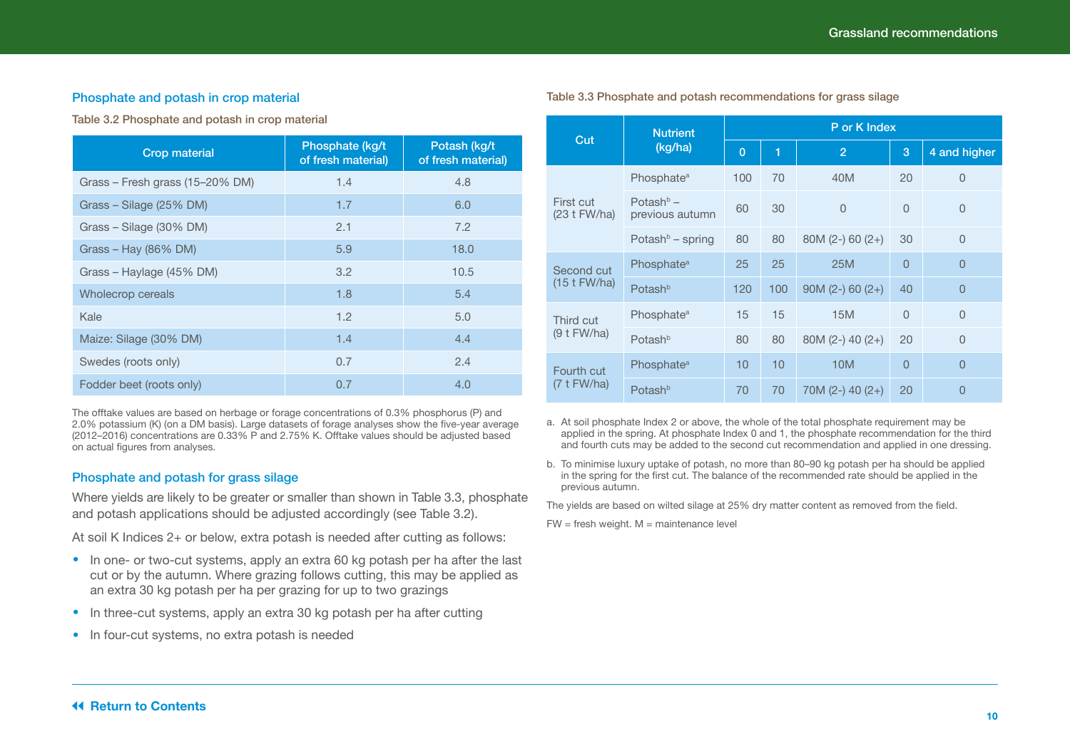## Phosphate and potash in crop material

Table 3.2 Phosphate and potash in crop material

| Crop material | Phosphate (kg/t of fresh material) | Potash (kg/t of fresh material) |
|---|---|---|
| Grass – Fresh grass (15–20% DM) | 1.4 | 4.8 |
| Grass – Silage (25% DM) | 1.7 | 6.0 |
| Grass – Silage (30% DM) | 2.1 | 7.2 |
| Grass – Hay (86% DM) | 5.9 | 18.0 |
| Grass – Haylage (45% DM) | 3.2 | 10.5 |
| Wholecrop cereals | 1.8 | 5.4 |
| Kale | 1.2 | 5.0 |
| Maize: Silage (30% DM) | 1.4 | 4.4 |
| Swedes (roots only) | 0.7 | 2.4 |
| Fodder beet (roots only) | 0.7 | 4.0 |

The offtake values are based on herbage or forage concentrations of 0.3% phosphorus (P) and 2.0% potassium (K) (on a DM basis). Large datasets of forage analyses show the five-year average (2012–2016) concentrations are 0.33% P and 2.75% K. Offtake values should be adjusted based on actual figures from analyses.

## Phosphate and potash for grass silage

Where yields are likely to be greater or smaller than shown in Table 3.3, phosphate and potash applications should be adjusted accordingly (see Table 3.2).

At soil K Indices 2+ or below, extra potash is needed after cutting as follows:

- In one- or two-cut systems, apply an extra 60 kg potash per ha after the last cut or by the autumn. Where grazing follows cutting, this may be applied as an extra 30 kg potash per ha per grazing for up to two grazings
- In three-cut systems, apply an extra 30 kg potash per ha after cutting
- In four-cut systems, no extra potash is needed

Table 3.3 Phosphate and potash recommendations for grass silage

| Cut | Nutrient (kg/ha) | P or K Index | | | | |
|---|---|---|---|---|---|---|
| | | 0 | 1 | 2 | 3 | 4 and higher |
| First cut (23 t FW/ha) | Phosphate[a] | 100 | 70 | 40M | 20 | 0 |
| | Potash[b] – previous autumn | 60 | 30 | 0 | 0 | 0 |
| | Potash[b] – spring | 80 | 80 | 80M (2-) 60 (2+) | 30 | 0 |
| Second cut (15 t FW/ha) | Phosphate[a] | 25 | 25 | 25M | 0 | 0 |
| | Potash[b] | 120 | 100 | 90M (2-) 60 (2+) | 40 | 0 |
| Third cut (9 t FW/ha) | Phosphate[a] | 15 | 15 | 15M | 0 | 0 |
| | Potash[b] | 80 | 80 | 80M (2-) 40 (2+) | 20 | 0 |
| Fourth cut (7 t FW/ha) | Phosphate[a] | 10 | 10 | 10M | 0 | 0 |
| | Potash[b] | 70 | 70 | 70M (2-) 40 (2+) | 20 | 0 |

a. At soil phosphate Index 2 or above, the whole of the total phosphate requirement may be applied in the spring. At phosphate Index 0 and 1, the phosphate recommendation for the third and fourth cuts may be added to the second cut recommendation and applied in one dressing.

b. To minimise luxury uptake of potash, no more than 80–90 kg potash per ha should be applied in the spring for the first cut. The balance of the recommended rate should be applied in the previous autumn.

The yields are based on wilted silage at 25% dry matter content as removed from the field.

FW = fresh weight. M = maintenance level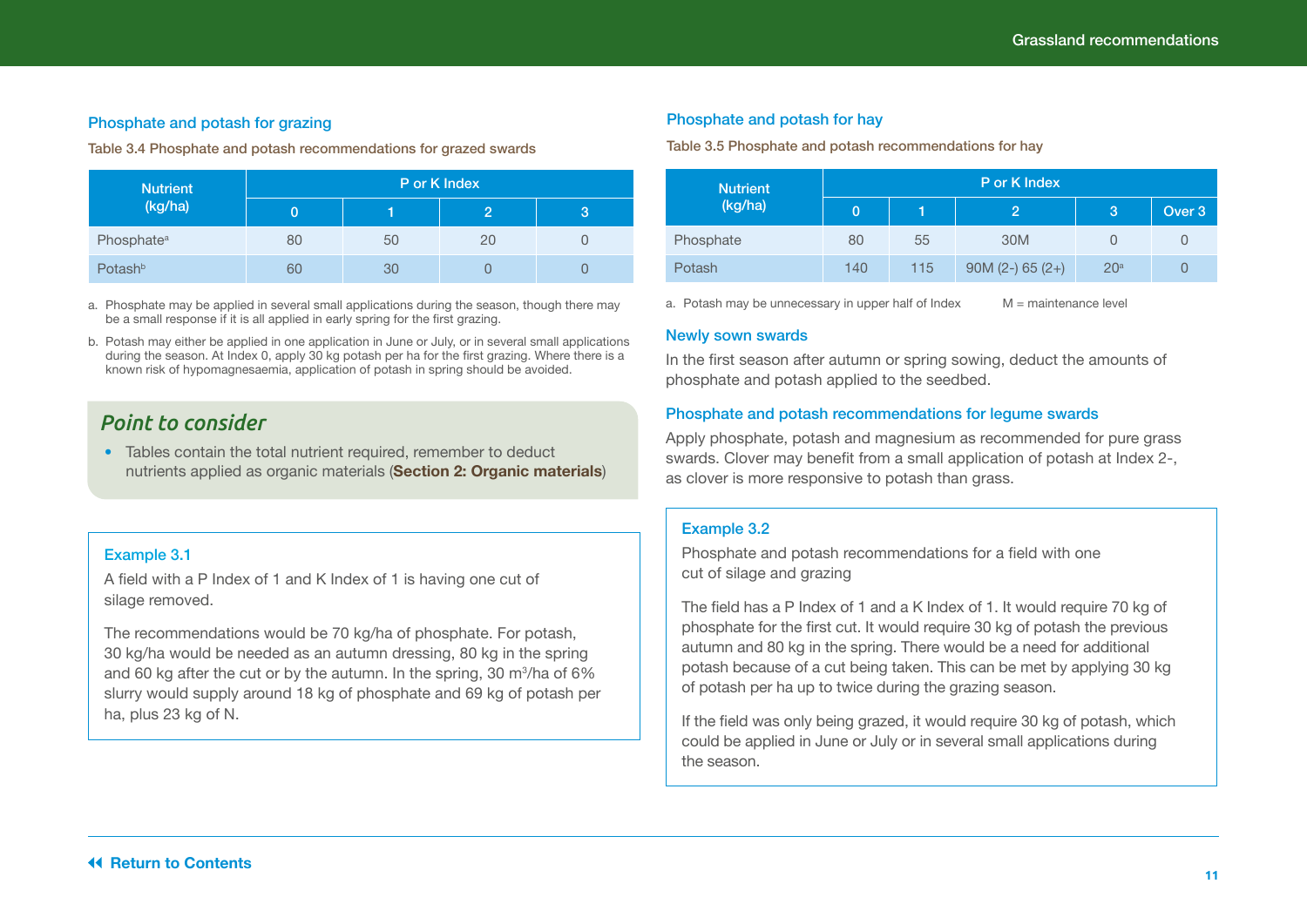## Phosphate and potash for grazing

Table 3.4 Phosphate and potash recommendations for grazed swards

| Nutrient (kg/ha) | P or K Index | | | |
|---|---|---|---|---|
| | 0 | 1 | 2 | 3 |
| Phosphate[a] | 80 | 50 | 20 | 0 |
| Potash[b] | 60 | 30 | 0 | 0 |

a. Phosphate may be applied in several small applications during the season, though there may be a small response if it is all applied in early spring for the first grazing.

b. Potash may either be applied in one application in June or July, or in several small applications during the season. At Index 0, apply 30 kg potash per ha for the first grazing. Where there is a known risk of hypomagnesaemia, application of potash in spring should be avoided.

### *Point to consider*

- Tables contain the total nutrient required, remember to deduct nutrients applied as organic materials (**Section 2: Organic materials**)

### Example 3.1

A field with a P Index of 1 and K Index of 1 is having one cut of silage removed.

The recommendations would be 70 kg/ha of phosphate. For potash, 30 kg/ha would be needed as an autumn dressing, 80 kg in the spring and 60 kg after the cut or by the autumn. In the spring, 30 $m^3$/ha of 6% slurry would supply around 18 kg of phosphate and 69 kg of potash per ha, plus 23 kg of N.

## Phosphate and potash for hay

Table 3.5 Phosphate and potash recommendations for hay

| Nutrient (kg/ha) | P or K Index | | | | |
|---|---|---|---|---|---|
| | 0 | 1 | 2 | 3 | Over 3 |
| Phosphate | 80 | 55 | 30M | 0 | 0 |
| Potash | 140 | 115 | 90M (2-) 65 (2+) | 20[a] | 0 |

a. Potash may be unnecessary in upper half of Index M = maintenance level

## Newly sown swards

In the first season after autumn or spring sowing, deduct the amounts of phosphate and potash applied to the seedbed.

## Phosphate and potash recommendations for legume swards

Apply phosphate, potash and magnesium as recommended for pure grass swards. Clover may benefit from a small application of potash at Index 2-, as clover is more responsive to potash than grass.

### Example 3.2

Phosphate and potash recommendations for a field with one cut of silage and grazing

The field has a P Index of 1 and a K Index of 1. It would require 70 kg of phosphate for the first cut. It would require 30 kg of potash the previous autumn and 80 kg in the spring. There would be a need for additional potash because of a cut being taken. This can be met by applying 30 kg of potash per ha up to twice during the grazing season.

If the field was only being grazed, it would require 30 kg of potash, which could be applied in June or July or in several small applications during the season.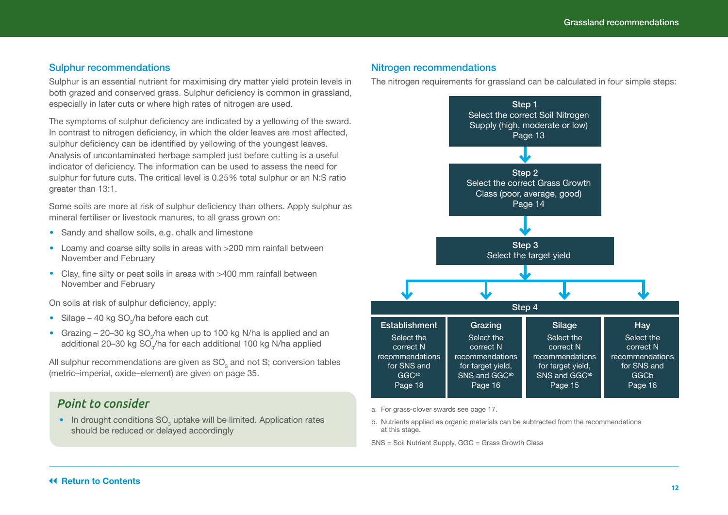## Sulphur recommendations

Sulphur is an essential nutrient for maximising dry matter yield protein levels in both grazed and conserved grass. Sulphur deficiency is common in grassland, especially in later cuts or where high rates of nitrogen are used.

The symptoms of sulphur deficiency are indicated by a yellowing of the sward. In contrast to nitrogen deficiency, in which the older leaves are most affected, sulphur deficiency can be identified by yellowing of the youngest leaves. Analysis of uncontaminated herbage sampled just before cutting is a useful indicator of deficiency. The information can be used to assess the need for sulphur for future cuts. The critical level is 0.25% total sulphur or an N:S ratio greater than 13:1.

Some soils are more at risk of sulphur deficiency than others. Apply sulphur as mineral fertiliser or livestock manures, to all grass grown on:

- Sandy and shallow soils, e.g. chalk and limestone
- Loamy and coarse silty soils in areas with >200 mm rainfall between November and February
- Clay, fine silty or peat soils in areas with >400 mm rainfall between November and February

On soils at risk of sulphur deficiency, apply:

- Silage – 40 kg $SO_3$/ha before each cut
- Grazing – 20–30 kg $SO_3$/ha when up to 100 kg N/ha is applied and an additional 20–30 kg $SO_3$/ha for each additional 100 kg N/ha applied

All sulphur recommendations are given as $SO_3$ and not S; conversion tables (metric–imperial, oxide–element) are given on page 35.

### *Point to consider*

- In drought conditions $SO_3$ uptake will be limited. Application rates should be reduced or delayed accordingly

## Nitrogen recommendations

The nitrogen requirements for grassland can be calculated in four simple steps:

**Step 1**
Select the correct Soil Nitrogen Supply (high, moderate or low)
Page 13

↓

**Step 2**
Select the correct Grass Growth Class (poor, average, good)
Page 14

↓

**Step 3**
Select the target yield

↓

**Step 4**

| Establishment | Grazing | Silage | Hay |
|---|---|---|---|
| Select the correct N recommendations for SNS and GGC[ab] Page 18 | Select the correct N recommendations for target yield, SNS and GGC[ab] Page 16 | Select the correct N recommendations for target yield, SNS and GGC[ab] Page 15 | Select the correct N recommendations for SNS and GGCb Page 16 |

a. For grass-clover swards see page 17.

b. Nutrients applied as organic materials can be subtracted from the recommendations at this stage.

SNS = Soil Nutrient Supply, GGC = Grass Growth Class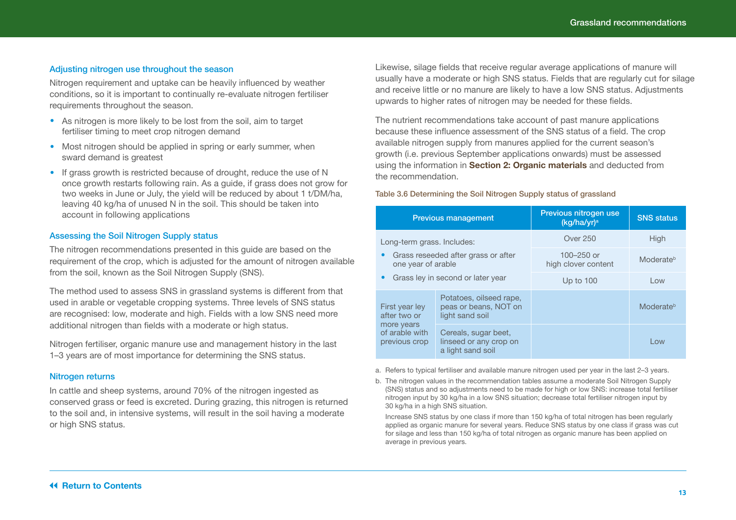### Adjusting nitrogen use throughout the season

Nitrogen requirement and uptake can be heavily influenced by weather conditions, so it is important to continually re-evaluate nitrogen fertiliser requirements throughout the season.

- As nitrogen is more likely to be lost from the soil, aim to target fertiliser timing to meet crop nitrogen demand
- Most nitrogen should be applied in spring or early summer, when sward demand is greatest
- If grass growth is restricted because of drought, reduce the use of N once growth restarts following rain. As a guide, if grass does not grow for two weeks in June or July, the yield will be reduced by about 1 t/DM/ha, leaving 40 kg/ha of unused N in the soil. This should be taken into account in following applications

### Assessing the Soil Nitrogen Supply status

The nitrogen recommendations presented in this guide are based on the requirement of the crop, which is adjusted for the amount of nitrogen available from the soil, known as the Soil Nitrogen Supply (SNS).

The method used to assess SNS in grassland systems is different from that used in arable or vegetable cropping systems. Three levels of SNS status are recognised: low, moderate and high. Fields with a low SNS need more additional nitrogen than fields with a moderate or high status.

Nitrogen fertiliser, organic manure use and management history in the last 1–3 years are of most importance for determining the SNS status.

### Nitrogen returns

In cattle and sheep systems, around 70% of the nitrogen ingested as conserved grass or feed is excreted. During grazing, this nitrogen is returned to the soil and, in intensive systems, will result in the soil having a moderate or high SNS status.

Likewise, silage fields that receive regular average applications of manure will usually have a moderate or high SNS status. Fields that are regularly cut for silage and receive little or no manure are likely to have a low SNS status. Adjustments upwards to higher rates of nitrogen may be needed for these fields.

The nutrient recommendations take account of past manure applications because these influence assessment of the SNS status of a field. The crop available nitrogen supply from manures applied for the current season's growth (i.e. previous September applications onwards) must be assessed using the information in **Section 2: Organic materials** and deducted from the recommendation.

Table 3.6 Determining the Soil Nitrogen Supply status of grassland

| Previous management | | Previous nitrogen use (kg/ha/yr)[a] | SNS status |
|---|---|---|---|
| Long-term grass. Includes: • Grass reseeded after grass or after one year of arable • Grass ley in second or later year | | Over 250 | High |
| | | 100–250 or high clover content | Moderate[b] |
| | | Up to 100 | Low |
| First year ley after two or more years of arable with previous crop | Potatoes, oilseed rape, peas or beans, NOT on light sand soil | | Moderate[b] |
| | Cereals, sugar beet, linseed or any crop on a light sand soil | | Low |

a. Refers to typical fertiliser and available manure nitrogen used per year in the last 2–3 years.

b. The nitrogen values in the recommendation tables assume a moderate Soil Nitrogen Supply (SNS) status and so adjustments need to be made for high or low SNS: increase total fertiliser nitrogen input by 30 kg/ha in a low SNS situation; decrease total fertiliser nitrogen input by 30 kg/ha in a high SNS situation.

Increase SNS status by one class if more than 150 kg/ha of total nitrogen has been regularly applied as organic manure for several years. Reduce SNS status by one class if grass was cut for silage and less than 150 kg/ha of total nitrogen as organic manure has been applied on average in previous years.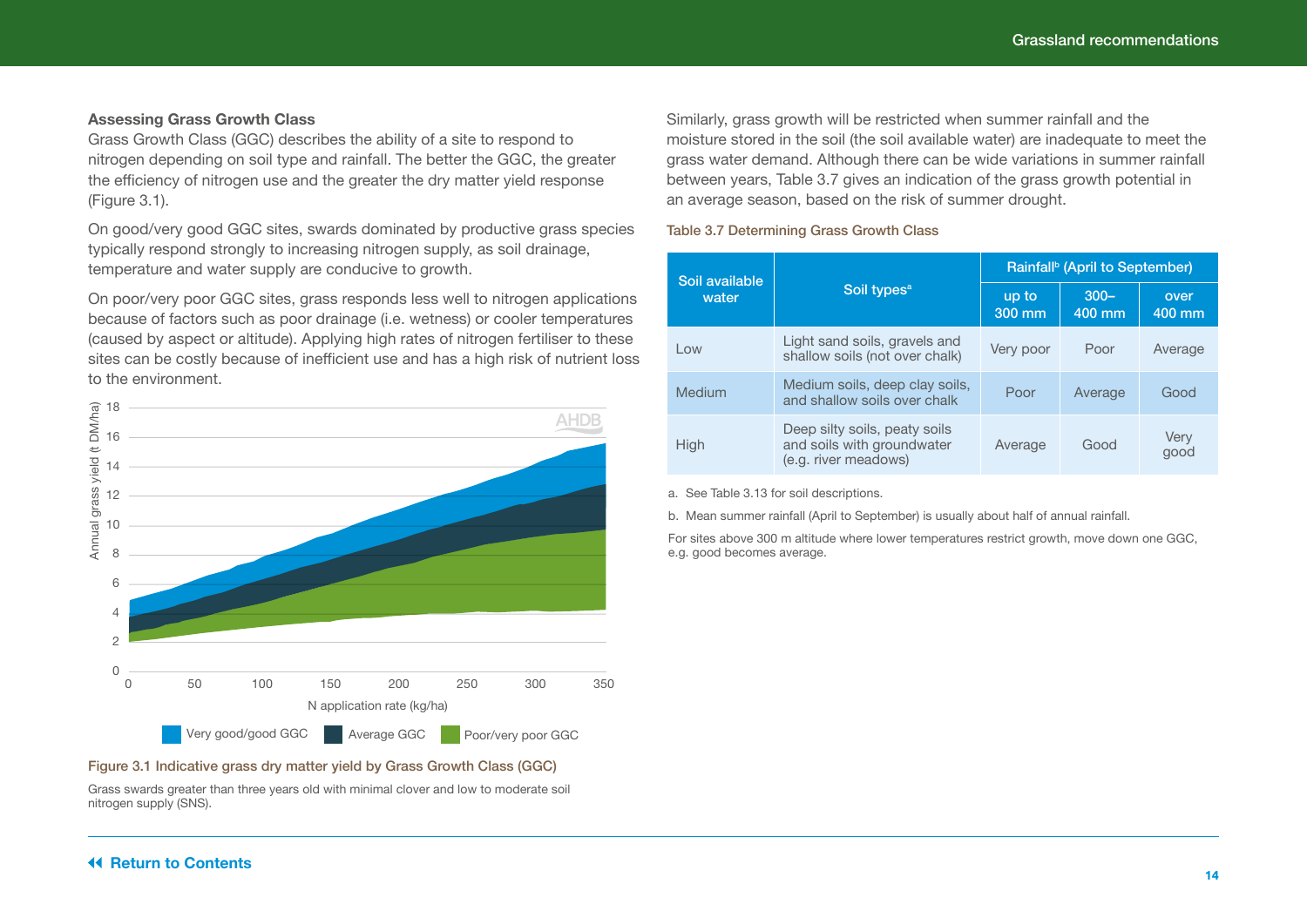### Assessing Grass Growth Class

Grass Growth Class (GGC) describes the ability of a site to respond to nitrogen depending on soil type and rainfall. The better the GGC, the greater the efficiency of nitrogen use and the greater the dry matter yield response (Figure 3.1).

On good/very good GGC sites, swards dominated by productive grass species typically respond strongly to increasing nitrogen supply, as soil drainage, temperature and water supply are conducive to growth.

On poor/very poor GGC sites, grass responds less well to nitrogen applications because of factors such as poor drainage (i.e. wetness) or cooler temperatures (caused by aspect or altitude). Applying high rates of nitrogen fertiliser to these sites can be costly because of inefficient use and has a high risk of nutrient loss to the environment.

**Figure 3.1 Indicative grass dry matter yield by Grass Growth Class (GGC)**

Grass swards greater than three years old with minimal clover and low to moderate soil nitrogen supply (SNS).

Similarly, grass growth will be restricted when summer rainfall and the moisture stored in the soil (the soil available water) are inadequate to meet the grass water demand. Although there can be wide variations in summer rainfall between years, Table 3.7 gives an indication of the grass growth potential in an average season, based on the risk of summer drought.

**Table 3.7 Determining Grass Growth Class**

| Soil available water | Soil types[a] | Rainfall[b] (April to September) | | |
|---|---|---|---|---|
| | | up to 300 mm | 300–400 mm | over 400 mm |
| Low | Light sand soils, gravels and shallow soils (not over chalk) | Very poor | Poor | Average |
| Medium | Medium soils, deep clay soils, and shallow soils over chalk | Poor | Average | Good |
| High | Deep silty soils, peaty soils and soils with groundwater (e.g. river meadows) | Average | Good | Very good |

a. See Table 3.13 for soil descriptions.

b. Mean summer rainfall (April to September) is usually about half of annual rainfall.

For sites above 300 m altitude where lower temperatures restrict growth, move down one GGC, e.g. good becomes average.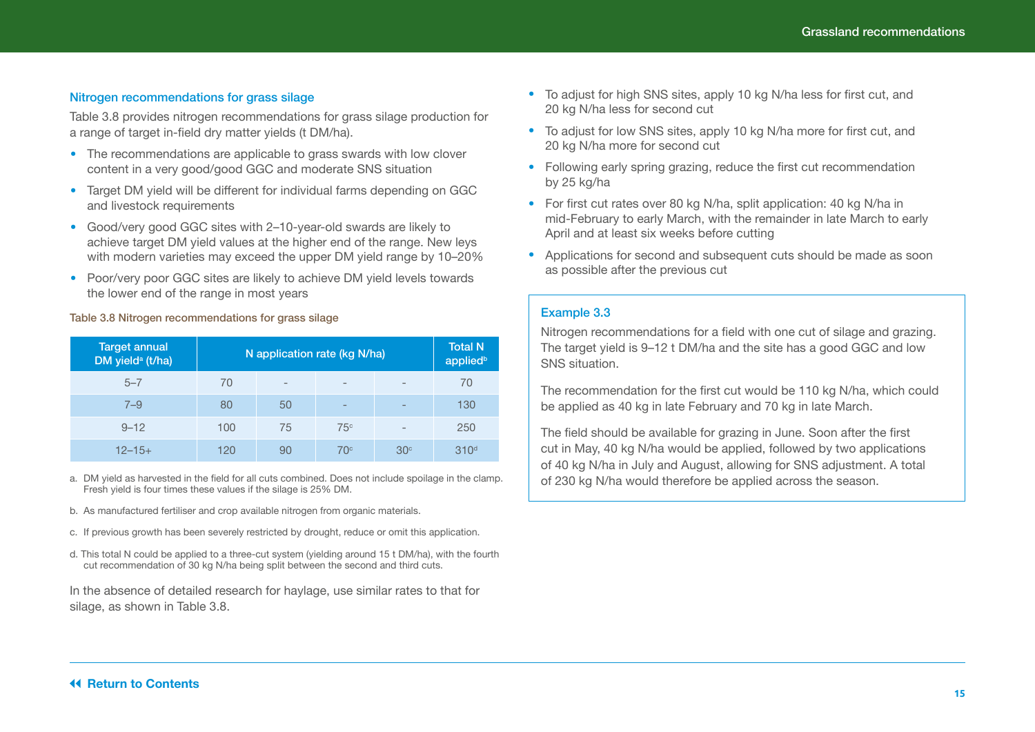## Nitrogen recommendations for grass silage

Table 3.8 provides nitrogen recommendations for grass silage production for a range of target in-field dry matter yields (t DM/ha).

- The recommendations are applicable to grass swards with low clover content in a very good/good GGC and moderate SNS situation
- Target DM yield will be different for individual farms depending on GGC and livestock requirements
- Good/very good GGC sites with 2–10-year-old swards are likely to achieve target DM yield values at the higher end of the range. New leys with modern varieties may exceed the upper DM yield range by 10–20%
- Poor/very poor GGC sites are likely to achieve DM yield levels towards the lower end of the range in most years

Table 3.8 Nitrogen recommendations for grass silage

| Target annual DM yield[a] (t/ha) | N application rate (kg N/ha) | | | | Total N applied[b] |
|---|---|---|---|---|---|
| 5–7 | 70 | - | - | - | 70 |
| 7–9 | 80 | 50 | - | - | 130 |
| 9–12 | 100 | 75 | 75[c] | - | 250 |
| 12–15+ | 120 | 90 | 70[c] | 30[c] | 310[d] |

a. DM yield as harvested in the field for all cuts combined. Does not include spoilage in the clamp. Fresh yield is four times these values if the silage is 25% DM.

b. As manufactured fertiliser and crop available nitrogen from organic materials.

c. If previous growth has been severely restricted by drought, reduce or omit this application.

d. This total N could be applied to a three-cut system (yielding around 15 t DM/ha), with the fourth cut recommendation of 30 kg N/ha being split between the second and third cuts.

In the absence of detailed research for haylage, use similar rates to that for silage, as shown in Table 3.8.

- To adjust for high SNS sites, apply 10 kg N/ha less for first cut, and 20 kg N/ha less for second cut
- To adjust for low SNS sites, apply 10 kg N/ha more for first cut, and 20 kg N/ha more for second cut
- Following early spring grazing, reduce the first cut recommendation by 25 kg/ha
- For first cut rates over 80 kg N/ha, split application: 40 kg N/ha in mid-February to early March, with the remainder in late March to early April and at least six weeks before cutting
- Applications for second and subsequent cuts should be made as soon as possible after the previous cut

### Example 3.3

Nitrogen recommendations for a field with one cut of silage and grazing. The target yield is 9–12 t DM/ha and the site has a good GGC and low SNS situation.

The recommendation for the first cut would be 110 kg N/ha, which could be applied as 40 kg in late February and 70 kg in late March.

The field should be available for grazing in June. Soon after the first cut in May, 40 kg N/ha would be applied, followed by two applications of 40 kg N/ha in July and August, allowing for SNS adjustment. A total of 230 kg N/ha would therefore be applied across the season.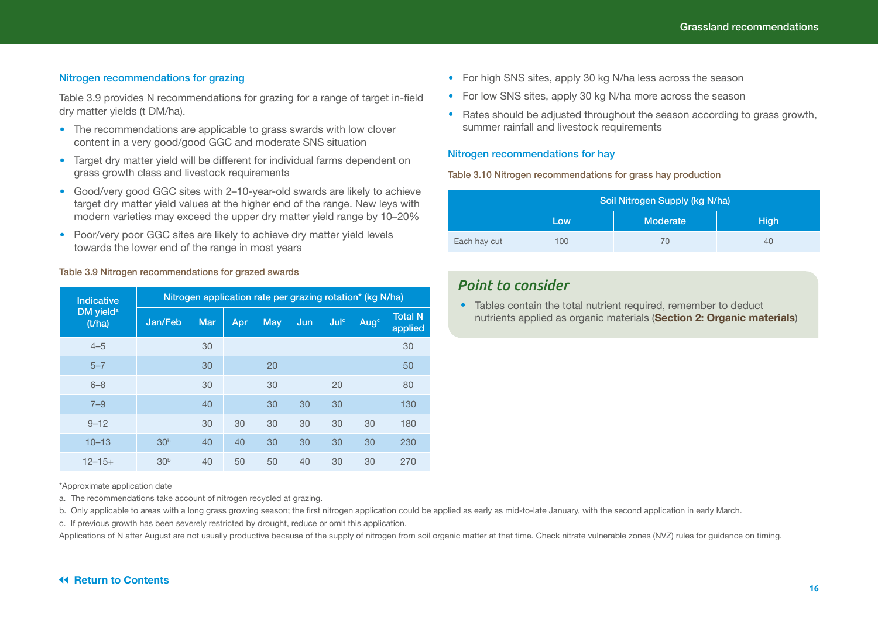### Nitrogen recommendations for grazing

Table 3.9 provides N recommendations for grazing for a range of target in-field dry matter yields (t DM/ha).

- The recommendations are applicable to grass swards with low clover content in a very good/good GGC and moderate SNS situation
- Target dry matter yield will be different for individual farms dependent on grass growth class and livestock requirements
- Good/very good GGC sites with 2–10-year-old swards are likely to achieve target dry matter yield values at the higher end of the range. New leys with modern varieties may exceed the upper dry matter yield range by 10–20%
- Poor/very poor GGC sites are likely to achieve dry matter yield levels towards the lower end of the range in most years

Table 3.9 Nitrogen recommendations for grazed swards

| Indicative DM yield[a] (t/ha) | Nitrogen application rate per grazing rotation* (kg N/ha) | | | | | | | |
|---|---|---|---|---|---|---|---|---|
| | Jan/Feb | Mar | Apr | May | Jun | Jul[c] | Aug[c] | Total N applied |
| 4–5 | | 30 | | | | | | 30 |
| 5–7 | | 30 | | 20 | | | | 50 |
| 6–8 | | 30 | | 30 | | 20 | | 80 |
| 7–9 | | 40 | | 30 | 30 | 30 | | 130 |
| 9–12 | | 30 | 30 | 30 | 30 | 30 | 30 | 180 |
| 10–13 | 30[b] | 40 | 40 | 30 | 30 | 30 | 30 | 230 |
| 12–15+ | 30[b] | 40 | 50 | 50 | 40 | 30 | 30 | 270 |

*Approximate application date

a. The recommendations take account of nitrogen recycled at grazing.

b. Only applicable to areas with a long grass growing season; the first nitrogen application could be applied as early as mid-to-late January, with the second application in early March.

c. If previous growth has been severely restricted by drought, reduce or omit this application.

Applications of N after August are not usually productive because of the supply of nitrogen from soil organic matter at that time. Check nitrate vulnerable zones (NVZ) rules for guidance on timing.

- For high SNS sites, apply 30 kg N/ha less across the season
- For low SNS sites, apply 30 kg N/ha more across the season
- Rates should be adjusted throughout the season according to grass growth, summer rainfall and livestock requirements

### Nitrogen recommendations for hay

Table 3.10 Nitrogen recommendations for grass hay production

| | Soil Nitrogen Supply (kg N/ha) | | |
|---|---|---|---|
| | Low | Moderate | High |
| Each hay cut | 100 | 70 | 40 |

#### *Point to consider*

- Tables contain the total nutrient required, remember to deduct nutrients applied as organic materials (**Section 2: Organic materials**)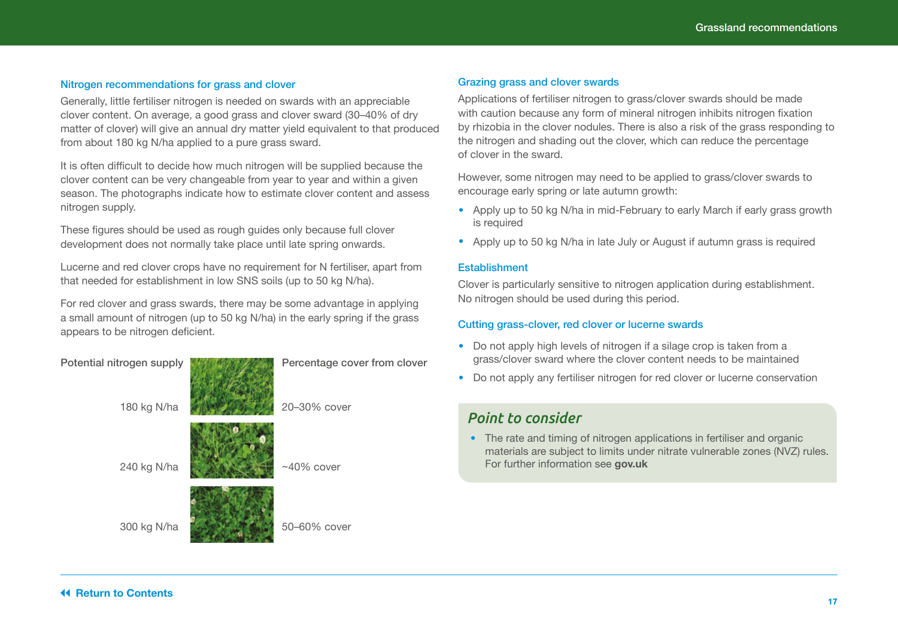### Nitrogen recommendations for grass and clover

Generally, little fertiliser nitrogen is needed on swards with an appreciable clover content. On average, a good grass and clover sward (30–40% of dry matter of clover) will give an annual dry matter yield equivalent to that produced from about 180 kg N/ha applied to a pure grass sward.

It is often difficult to decide how much nitrogen will be supplied because the clover content can be very changeable from year to year and within a given season. The photographs indicate how to estimate clover content and assess nitrogen supply.

These figures should be used as rough guides only because full clover development does not normally take place until late spring onwards.

Lucerne and red clover crops have no requirement for N fertiliser, apart from that needed for establishment in low SNS soils (up to 50 kg N/ha).

For red clover and grass swards, there may be some advantage in applying a small amount of nitrogen (up to 50 kg N/ha) in the early spring if the grass appears to be nitrogen deficient.

| Potential nitrogen supply | Percentage cover from clover |
| --- | --- |
| 180 kg N/ha | 20–30% cover |
| 240 kg N/ha | ~40% cover |
| 300 kg N/ha | 50–60% cover |

### Grazing grass and clover swards

Applications of fertiliser nitrogen to grass/clover swards should be made with caution because any form of mineral nitrogen inhibits nitrogen fixation by rhizobia in the clover nodules. There is also a risk of the grass responding to the nitrogen and shading out the clover, which can reduce the percentage of clover in the sward.

However, some nitrogen may need to be applied to grass/clover swards to encourage early spring or late autumn growth:

- Apply up to 50 kg N/ha in mid-February to early March if early grass growth is required
- Apply up to 50 kg N/ha in late July or August if autumn grass is required

### Establishment

Clover is particularly sensitive to nitrogen application during establishment. No nitrogen should be used during this period.

### Cutting grass-clover, red clover or lucerne swards

- Do not apply high levels of nitrogen if a silage crop is taken from a grass/clover sward where the clover content needs to be maintained
- Do not apply any fertiliser nitrogen for red clover or lucerne conservation

### *Point to consider*

- The rate and timing of nitrogen applications in fertiliser and organic materials are subject to limits under nitrate vulnerable zones (NVZ) rules. For further information see **gov.uk**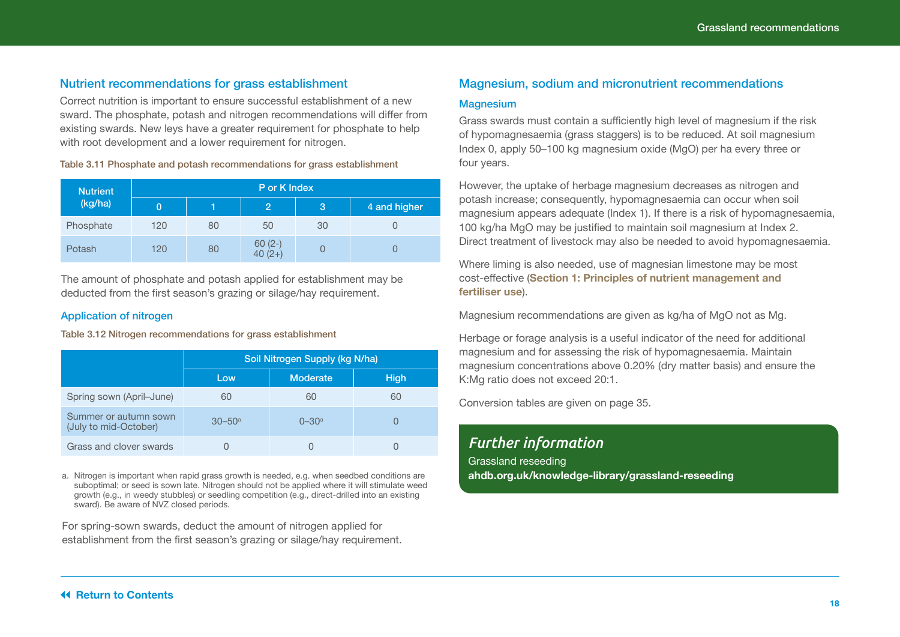## Nutrient recommendations for grass establishment

Correct nutrition is important to ensure successful establishment of a new sward. The phosphate, potash and nitrogen recommendations will differ from existing swards. New leys have a greater requirement for phosphate to help with root development and a lower requirement for nitrogen.

**Table 3.11 Phosphate and potash recommendations for grass establishment**

| Nutrient (kg/ha) | P or K Index | | | | |
|---|---|---|---|---|---|
| | 0 | 1 | 2 | 3 | 4 and higher |
| Phosphate | 120 | 80 | 50 | 30 | 0 |
| Potash | 120 | 80 | 60 (2-) 40 (2+) | 0 | 0 |

The amount of phosphate and potash applied for establishment may be deducted from the first season's grazing or silage/hay requirement.

### Application of nitrogen

**Table 3.12 Nitrogen recommendations for grass establishment**

| | Soil Nitrogen Supply (kg N/ha) | | |
|---|---|---|---|
| | Low | Moderate | High |
| Spring sown (April–June) | 60 | 60 | 60 |
| Summer or autumn sown (July to mid-October) | 30–50[a] | 0–30[a] | 0 |
| Grass and clover swards | 0 | 0 | 0 |

a. Nitrogen is important when rapid grass growth is needed, e.g. when seedbed conditions are suboptimal; or seed is sown late. Nitrogen should not be applied where it will stimulate weed growth (e.g., in weedy stubbles) or seedling competition (e.g., direct-drilled into an existing sward). Be aware of NVZ closed periods.

For spring-sown swards, deduct the amount of nitrogen applied for establishment from the first season's grazing or silage/hay requirement.

## Magnesium, sodium and micronutrient recommendations

### Magnesium

Grass swards must contain a sufficiently high level of magnesium if the risk of hypomagnesaemia (grass staggers) is to be reduced. At soil magnesium Index 0, apply 50–100 kg magnesium oxide (MgO) per ha every three or four years.

However, the uptake of herbage magnesium decreases as nitrogen and potash increase; consequently, hypomagnesaemia can occur when soil magnesium appears adequate (Index 1). If there is a risk of hypomagnesaemia, 100 kg/ha MgO may be justified to maintain soil magnesium at Index 2. Direct treatment of livestock may also be needed to avoid hypomagnesaemia.

Where liming is also needed, use of magnesian limestone may be most cost-effective (**Section 1: Principles of nutrient management and fertiliser use**).

Magnesium recommendations are given as kg/ha of MgO not as Mg.

Herbage or forage analysis is a useful indicator of the need for additional magnesium and for assessing the risk of hypomagnesaemia. Maintain magnesium concentrations above 0.20% (dry matter basis) and ensure the K:Mg ratio does not exceed 20:1.

Conversion tables are given on page 35.

### *Further information*

Grassland reseeding
**ahdb.org.uk/knowledge-library/grassland-reseeding**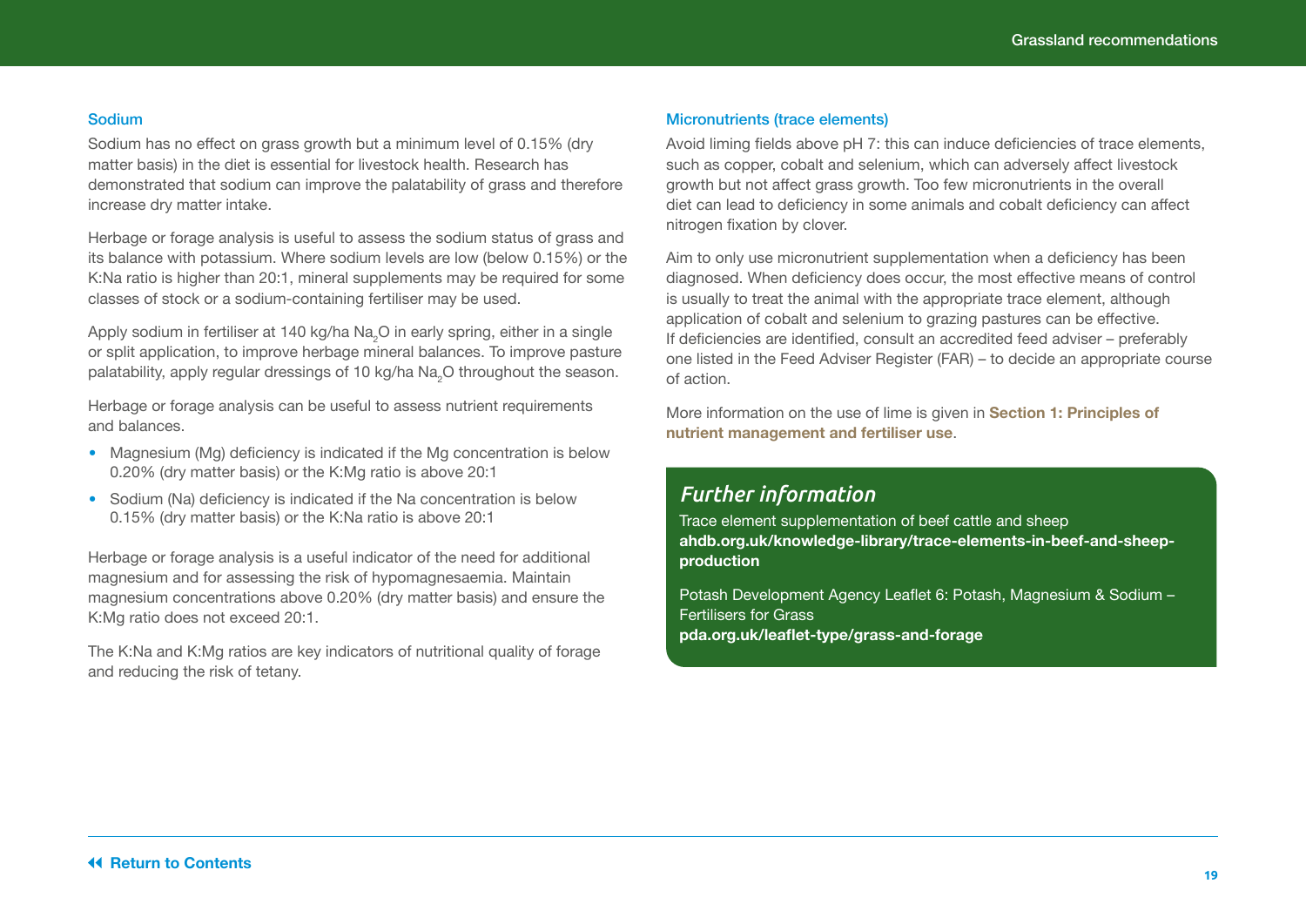### Sodium

Sodium has no effect on grass growth but a minimum level of 0.15% (dry matter basis) in the diet is essential for livestock health. Research has demonstrated that sodium can improve the palatability of grass and therefore increase dry matter intake.

Herbage or forage analysis is useful to assess the sodium status of grass and its balance with potassium. Where sodium levels are low (below 0.15%) or the K:Na ratio is higher than 20:1, mineral supplements may be required for some classes of stock or a sodium-containing fertiliser may be used.

Apply sodium in fertiliser at 140 kg/ha $Na_2O$ in early spring, either in a single or split application, to improve herbage mineral balances. To improve pasture palatability, apply regular dressings of 10 kg/ha $Na_2O$ throughout the season.

Herbage or forage analysis can be useful to assess nutrient requirements and balances.

- Magnesium (Mg) deficiency is indicated if the Mg concentration is below 0.20% (dry matter basis) or the K:Mg ratio is above 20:1
- Sodium (Na) deficiency is indicated if the Na concentration is below 0.15% (dry matter basis) or the K:Na ratio is above 20:1

Herbage or forage analysis is a useful indicator of the need for additional magnesium and for assessing the risk of hypomagnesaemia. Maintain magnesium concentrations above 0.20% (dry matter basis) and ensure the K:Mg ratio does not exceed 20:1.

The K:Na and K:Mg ratios are key indicators of nutritional quality of forage and reducing the risk of tetany.

### Micronutrients (trace elements)

Avoid liming fields above pH 7: this can induce deficiencies of trace elements, such as copper, cobalt and selenium, which can adversely affect livestock growth but not affect grass growth. Too few micronutrients in the overall diet can lead to deficiency in some animals and cobalt deficiency can affect nitrogen fixation by clover.

Aim to only use micronutrient supplementation when a deficiency has been diagnosed. When deficiency does occur, the most effective means of control is usually to treat the animal with the appropriate trace element, although application of cobalt and selenium to grazing pastures can be effective. If deficiencies are identified, consult an accredited feed adviser – preferably one listed in the Feed Adviser Register (FAR) – to decide an appropriate course of action.

More information on the use of lime is given in **Section 1: Principles of nutrient management and fertiliser use**.

## *Further information*

Trace element supplementation of beef cattle and sheep
**ahdb.org.uk/knowledge-library/trace-elements-in-beef-and-sheep-production**

Potash Development Agency Leaflet 6: Potash, Magnesium & Sodium – Fertilisers for Grass
**pda.org.uk/leaflet-type/grass-and-forage**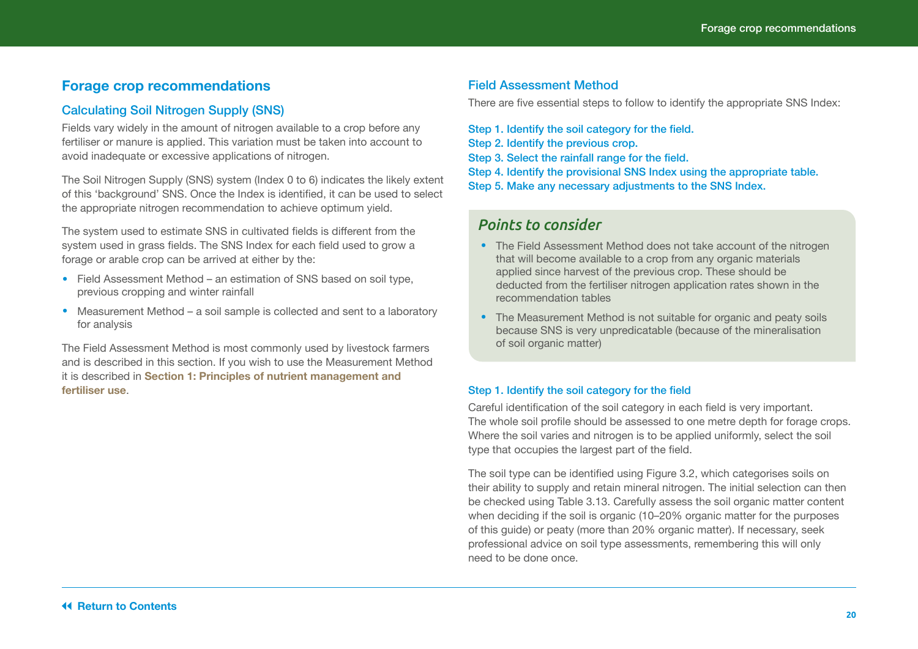# Forage crop recommendations

## Calculating Soil Nitrogen Supply (SNS)

Fields vary widely in the amount of nitrogen available to a crop before any fertiliser or manure is applied. This variation must be taken into account to avoid inadequate or excessive applications of nitrogen.

The Soil Nitrogen Supply (SNS) system (Index 0 to 6) indicates the likely extent of this 'background' SNS. Once the Index is identified, it can be used to select the appropriate nitrogen recommendation to achieve optimum yield.

The system used to estimate SNS in cultivated fields is different from the system used in grass fields. The SNS Index for each field used to grow a forage or arable crop can be arrived at either by the:

- Field Assessment Method – an estimation of SNS based on soil type, previous cropping and winter rainfall
- Measurement Method – a soil sample is collected and sent to a laboratory for analysis

The Field Assessment Method is most commonly used by livestock farmers and is described in this section. If you wish to use the Measurement Method it is described in **Section 1: Principles of nutrient management and fertiliser use**.

## Field Assessment Method

There are five essential steps to follow to identify the appropriate SNS Index:

Step 1. Identify the soil category for the field.
Step 2. Identify the previous crop.
Step 3. Select the rainfall range for the field.
Step 4. Identify the provisional SNS Index using the appropriate table.
Step 5. Make any necessary adjustments to the SNS Index.

### *Points to consider*

- The Field Assessment Method does not take account of the nitrogen that will become available to a crop from any organic materials applied since harvest of the previous crop. These should be deducted from the fertiliser nitrogen application rates shown in the recommendation tables
- The Measurement Method is not suitable for organic and peaty soils because SNS is very unpredictable (because of the mineralisation of soil organic matter)

### Step 1. Identify the soil category for the field

Careful identification of the soil category in each field is very important. The whole soil profile should be assessed to one metre depth for forage crops. Where the soil varies and nitrogen is to be applied uniformly, select the soil type that occupies the largest part of the field.

The soil type can be identified using Figure 3.2, which categorises soils on their ability to supply and retain mineral nitrogen. The initial selection can then be checked using Table 3.13. Carefully assess the soil organic matter content when deciding if the soil is organic (10–20% organic matter for the purposes of this guide) or peaty (more than 20% organic matter). If necessary, seek professional advice on soil type assessments, remembering this will only need to be done once.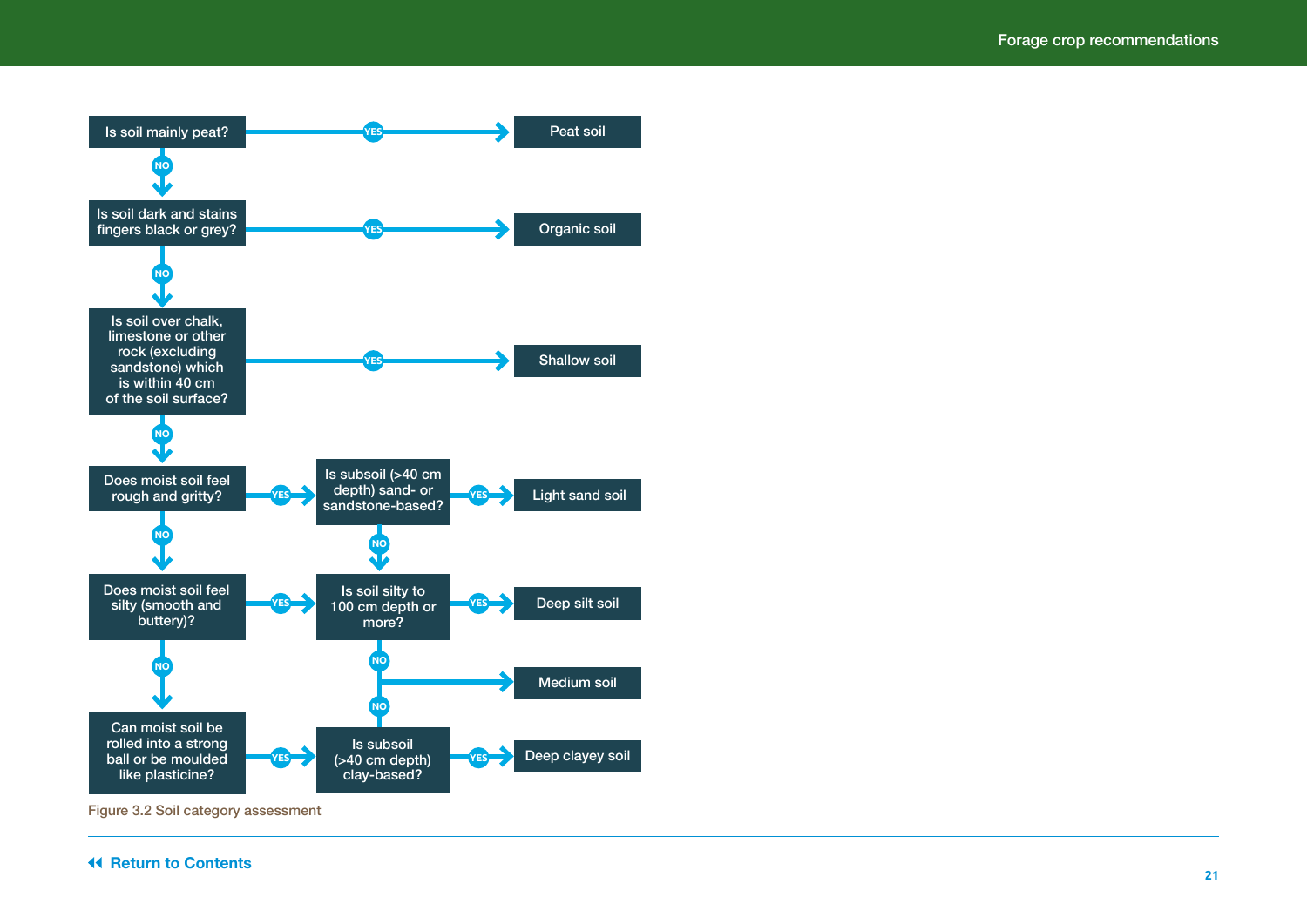Is soil mainly peat? — YES → Peat soil

NO ↓

Is soil dark and stains fingers black or grey? — YES → Organic soil

NO ↓

Is soil over chalk, limestone or other rock (excluding sandstone) which is within 40 cm of the soil surface? — YES → Shallow soil

NO ↓

Does moist soil feel rough and gritty? — YES → Is subsoil (>40 cm depth) sand- or sandstone-based? — YES → Light sand soil

Is subsoil (>40 cm depth) sand- or sandstone-based? — NO ↓ Is soil silty to 100 cm depth or more?

Does moist soil feel rough and gritty? — NO ↓

Does moist soil feel silty (smooth and buttery)? — YES → Is soil silty to 100 cm depth or more? — YES → Deep silt soil

Is soil silty to 100 cm depth or more? — NO → Medium soil

Does moist soil feel silty (smooth and buttery)? — NO ↓

Can moist soil be rolled into a strong ball or be moulded like plasticine? — YES → Is subsoil (>40 cm depth) clay-based? — YES → Deep clayey soil

Is subsoil (>40 cm depth) clay-based? — NO → Medium soil

Figure 3.2 Soil category assessment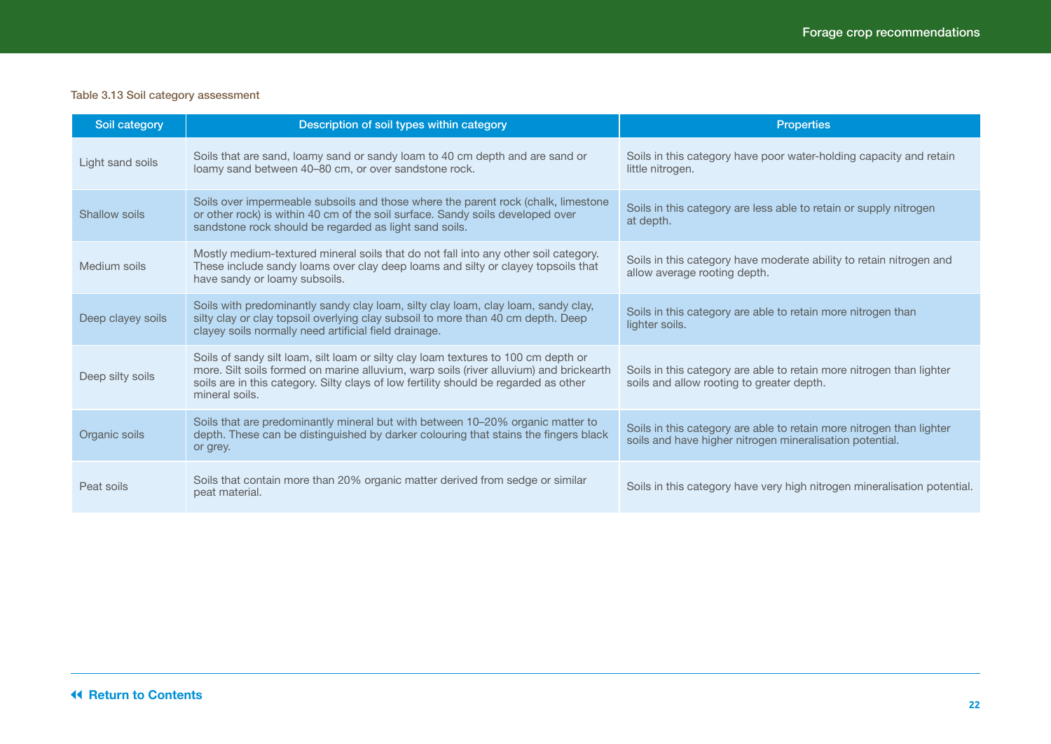Table 3.13 Soil category assessment

| Soil category | Description of soil types within category | Properties |
|---|---|---|
| Light sand soils | Soils that are sand, loamy sand or sandy loam to 40 cm depth and are sand or loamy sand between 40–80 cm, or over sandstone rock. | Soils in this category have poor water-holding capacity and retain little nitrogen. |
| Shallow soils | Soils over impermeable subsoils and those where the parent rock (chalk, limestone or other rock) is within 40 cm of the soil surface. Sandy soils developed over sandstone rock should be regarded as light sand soils. | Soils in this category are less able to retain or supply nitrogen at depth. |
| Medium soils | Mostly medium-textured mineral soils that do not fall into any other soil category. These include sandy loams over clay deep loams and silty or clayey topsoils that have sandy or loamy subsoils. | Soils in this category have moderate ability to retain nitrogen and allow average rooting depth. |
| Deep clayey soils | Soils with predominantly sandy clay loam, silty clay loam, clay loam, sandy clay, silty clay or clay topsoil overlying clay subsoil to more than 40 cm depth. Deep clayey soils normally need artificial field drainage. | Soils in this category are able to retain more nitrogen than lighter soils. |
| Deep silty soils | Soils of sandy silt loam, silt loam or silty clay loam textures to 100 cm depth or more. Silt soils formed on marine alluvium, warp soils (river alluvium) and brickearth soils are in this category. Silty clays of low fertility should be regarded as other mineral soils. | Soils in this category are able to retain more nitrogen than lighter soils and allow rooting to greater depth. |
| Organic soils | Soils that are predominantly mineral but with between 10–20% organic matter to depth. These can be distinguished by darker colouring that stains the fingers black or grey. | Soils in this category are able to retain more nitrogen than lighter soils and have higher nitrogen mineralisation potential. |
| Peat soils | Soils that contain more than 20% organic matter derived from sedge or similar peat material. | Soils in this category have very high nitrogen mineralisation potential. |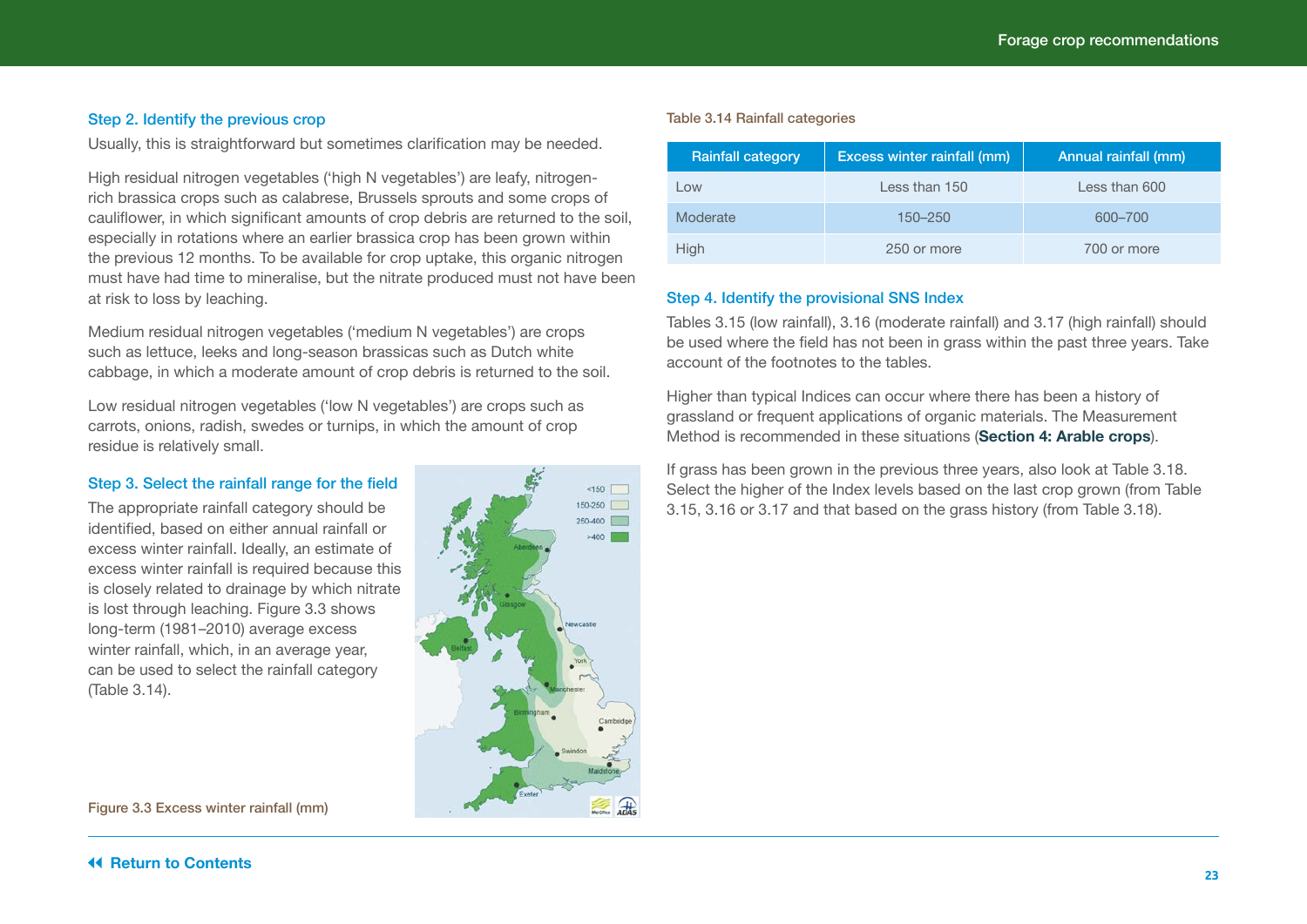### Step 2. Identify the previous crop

Usually, this is straightforward but sometimes clarification may be needed.

High residual nitrogen vegetables ('high N vegetables') are leafy, nitrogen-rich brassica crops such as calabrese, Brussels sprouts and some crops of cauliflower, in which significant amounts of crop debris are returned to the soil, especially in rotations where an earlier brassica crop has been grown within the previous 12 months. To be available for crop uptake, this organic nitrogen must have had time to mineralise, but the nitrate produced must not have been at risk to loss by leaching.

Medium residual nitrogen vegetables ('medium N vegetables') are crops such as lettuce, leeks and long-season brassicas such as Dutch white cabbage, in which a moderate amount of crop debris is returned to the soil.

Low residual nitrogen vegetables ('low N vegetables') are crops such as carrots, onions, radish, swedes or turnips, in which the amount of crop residue is relatively small.

### Step 3. Select the rainfall range for the field

The appropriate rainfall category should be identified, based on either annual rainfall or excess winter rainfall. Ideally, an estimate of excess winter rainfall is required because this is closely related to drainage by which nitrate is lost through leaching. Figure 3.3 shows long-term (1981–2010) average excess winter rainfall, which, in an average year, can be used to select the rainfall category (Table 3.14).

Figure 3.3 Excess winter rainfall (mm)

Table 3.14 Rainfall categories

| Rainfall category | Excess winter rainfall (mm) | Annual rainfall (mm) |
|---|---|---|
| Low | Less than 150 | Less than 600 |
| Moderate | 150–250 | 600–700 |
| High | 250 or more | 700 or more |

### Step 4. Identify the provisional SNS Index

Tables 3.15 (low rainfall), 3.16 (moderate rainfall) and 3.17 (high rainfall) should be used where the field has not been in grass within the past three years. Take account of the footnotes to the tables.

Higher than typical Indices can occur where there has been a history of grassland or frequent applications of organic materials. The Measurement Method is recommended in these situations (**Section 4: Arable crops**).

If grass has been grown in the previous three years, also look at Table 3.18. Select the higher of the Index levels based on the last crop grown (from Table 3.15, 3.16 or 3.17 and that based on the grass history (from Table 3.18).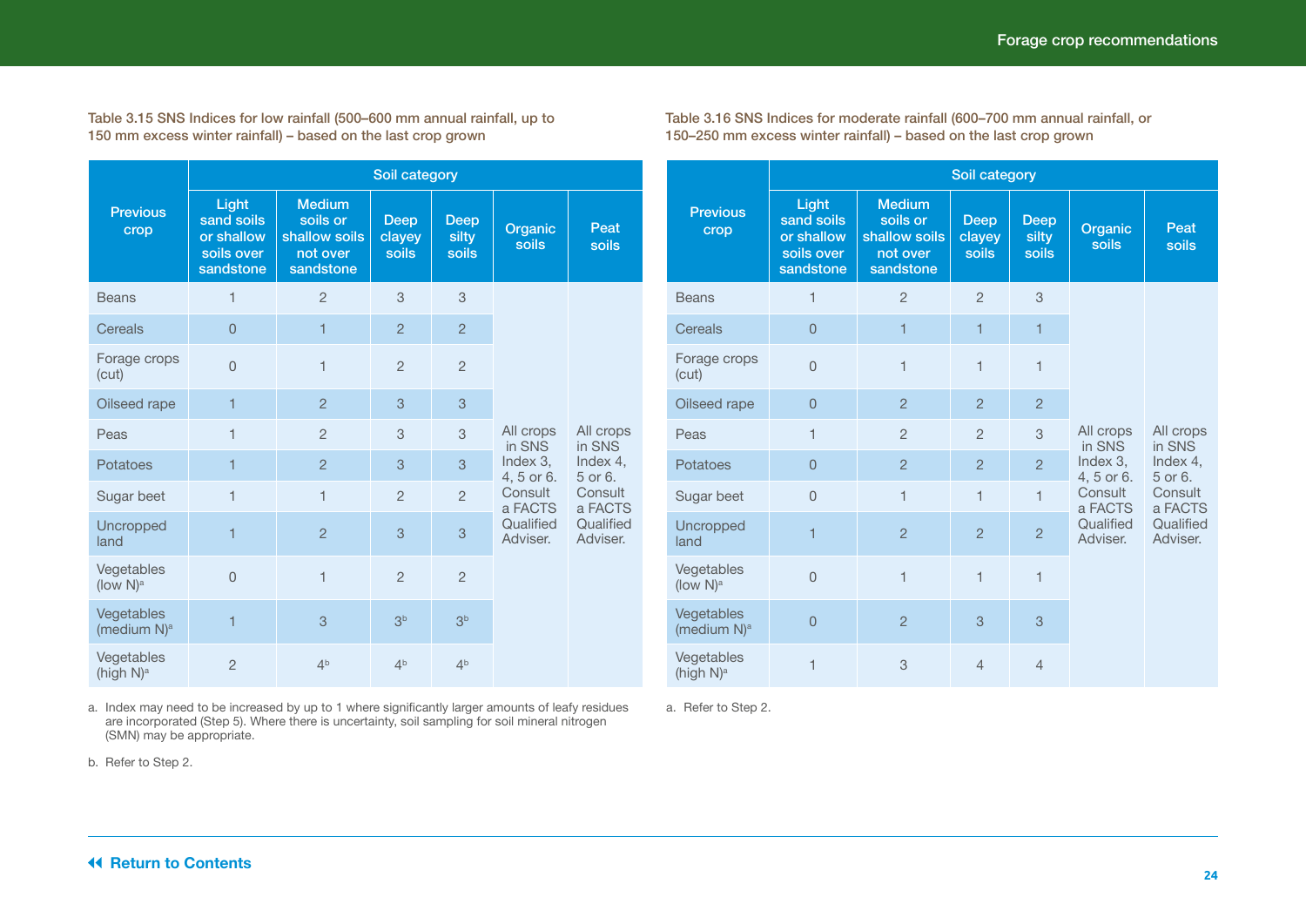Table 3.15 SNS Indices for low rainfall (500–600 mm annual rainfall, up to 150 mm excess winter rainfall) – based on the last crop grown

| Previous crop | Soil category | | | | | |
|---|---|---|---|---|---|---|
| | Light sand soils or shallow soils over sandstone | Medium soils or shallow soils not over sandstone | Deep clayey soils | Deep silty soils | Organic soils | Peat soils |
| Beans | 1 | 2 | 3 | 3 | All crops in SNS Index 3, 4, 5 or 6. Consult a FACTS Qualified Adviser. | All crops in SNS Index 4, 5 or 6. Consult a FACTS Qualified Adviser. |
| Cereals | 0 | 1 | 2 | 2 | | |
| Forage crops (cut) | 0 | 1 | 2 | 2 | | |
| Oilseed rape | 1 | 2 | 3 | 3 | | |
| Peas | 1 | 2 | 3 | 3 | | |
| Potatoes | 1 | 2 | 3 | 3 | | |
| Sugar beet | 1 | 1 | 2 | 2 | | |
| Uncropped land | 1 | 2 | 3 | 3 | | |
| Vegetables (low N)[a] | 0 | 1 | 2 | 2 | | |
| Vegetables (medium N)[a] | 1 | 3 | 3[b] | 3[b] | | |
| Vegetables (high N)[a] | 2 | 4[b] | 4[b] | 4[b] | | |

a. Index may need to be increased by up to 1 where significantly larger amounts of leafy residues are incorporated (Step 5). Where there is uncertainty, soil sampling for soil mineral nitrogen (SMN) may be appropriate.

b. Refer to Step 2.

Table 3.16 SNS Indices for moderate rainfall (600–700 mm annual rainfall, or 150–250 mm excess winter rainfall) – based on the last crop grown

| Previous crop | Soil category | | | | | |
|---|---|---|---|---|---|---|
| | Light sand soils or shallow soils over sandstone | Medium soils or shallow soils not over sandstone | Deep clayey soils | Deep silty soils | Organic soils | Peat soils |
| Beans | 1 | 2 | 2 | 3 | All crops in SNS Index 3, 4, 5 or 6. Consult a FACTS Qualified Adviser. | All crops in SNS Index 4, 5 or 6. Consult a FACTS Qualified Adviser. |
| Cereals | 0 | 1 | 1 | 1 | | |
| Forage crops (cut) | 0 | 1 | 1 | 1 | | |
| Oilseed rape | 0 | 2 | 2 | 2 | | |
| Peas | 1 | 2 | 2 | 3 | | |
| Potatoes | 0 | 2 | 2 | 2 | | |
| Sugar beet | 0 | 1 | 1 | 1 | | |
| Uncropped land | 1 | 2 | 2 | 2 | | |
| Vegetables (low N)[a] | 0 | 1 | 1 | 1 | | |
| Vegetables (medium N)[a] | 0 | 2 | 3 | 3 | | |
| Vegetables (high N)[a] | 1 | 3 | 4 | 4 | | |

a. Refer to Step 2.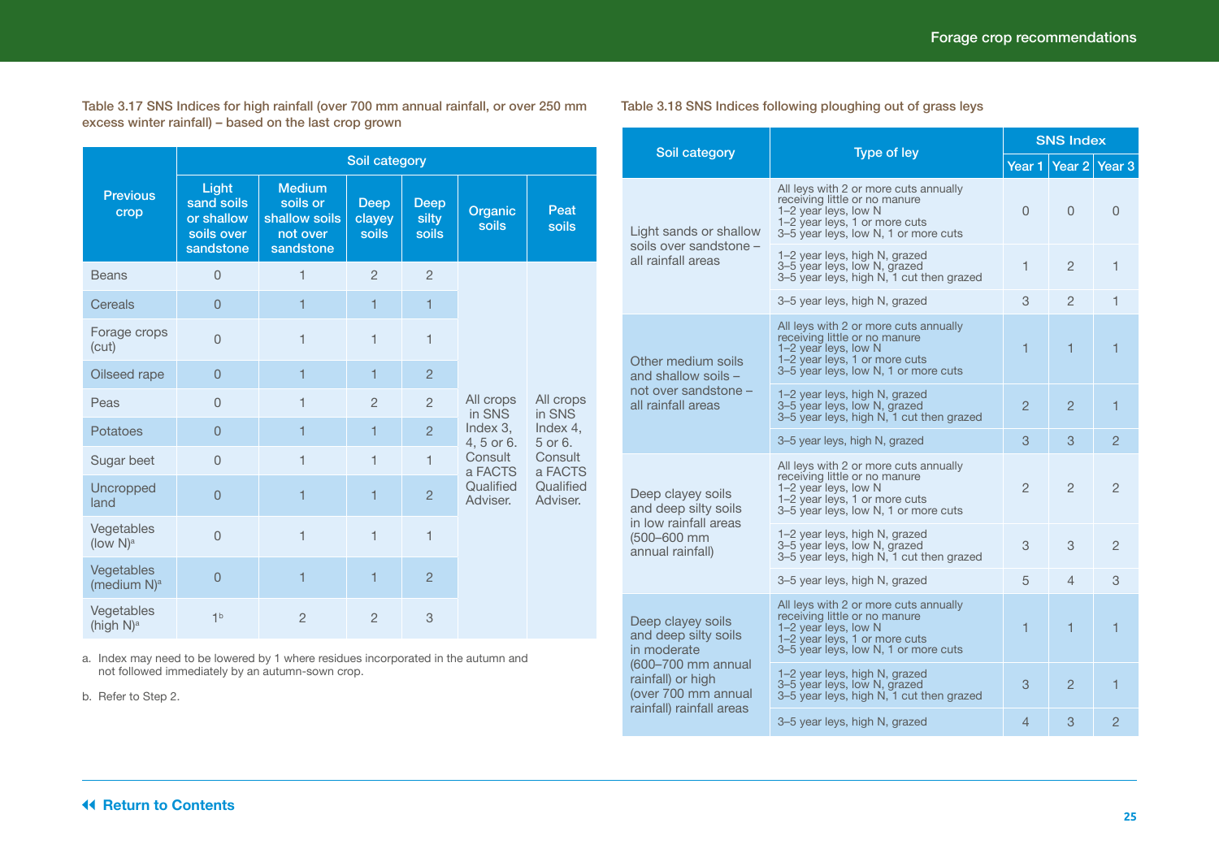Table 3.17 SNS Indices for high rainfall (over 700 mm annual rainfall, or over 250 mm excess winter rainfall) – based on the last crop grown

| Previous crop | Soil category | | | | | |
|---|---|---|---|---|---|---|
| | Light sand soils or shallow soils over sandstone | Medium soils or shallow soils not over sandstone | Deep clayey soils | Deep silty soils | Organic soils | Peat soils |
| Beans | 0 | 1 | 2 | 2 | All crops in SNS Index 3, 4, 5 or 6. Consult a FACTS Qualified Adviser. | All crops in SNS Index 4, 5 or 6. Consult a FACTS Qualified Adviser. |
| Cereals | 0 | 1 | 1 | 1 | | |
| Forage crops (cut) | 0 | 1 | 1 | 1 | | |
| Oilseed rape | 0 | 1 | 1 | 2 | | |
| Peas | 0 | 1 | 2 | 2 | | |
| Potatoes | 0 | 1 | 1 | 2 | | |
| Sugar beet | 0 | 1 | 1 | 1 | | |
| Uncropped land | 0 | 1 | 1 | 2 | | |
| Vegetables (low N)[a] | 0 | 1 | 1 | 1 | | |
| Vegetables (medium N)[a] | 0 | 1 | 1 | 2 | | |
| Vegetables (high N)[a] | 1[b] | 2 | 2 | 3 | | |

a. Index may need to be lowered by 1 where residues incorporated in the autumn and not followed immediately by an autumn-sown crop.

b. Refer to Step 2.

Table 3.18 SNS Indices following ploughing out of grass leys

| Soil category | Type of ley | SNS Index | | |
|---|---|---|---|---|
| | | Year 1 | Year 2 | Year 3 |
| Light sands or shallow soils over sandstone – all rainfall areas | All leys with 2 or more cuts annually receiving little or no manure<br>1–2 year leys, low N<br>1–2 year leys, 1 or more cuts<br>3–5 year leys, low N, 1 or more cuts | 0 | 0 | 0 |
| | 1–2 year leys, high N, grazed<br>3–5 year leys, low N, grazed<br>3–5 year leys, high N, 1 cut then grazed | 1 | 2 | 1 |
| | 3–5 year leys, high N, grazed | 3 | 2 | 1 |
| Other medium soils and shallow soils – not over sandstone – all rainfall areas | All leys with 2 or more cuts annually receiving little or no manure<br>1–2 year leys, low N<br>1–2 year leys, 1 or more cuts<br>3–5 year leys, low N, 1 or more cuts | 1 | 1 | 1 |
| | 1–2 year leys, high N, grazed<br>3–5 year leys, low N, grazed<br>3–5 year leys, high N, 1 cut then grazed | 2 | 2 | 1 |
| | 3–5 year leys, high N, grazed | 3 | 3 | 2 |
| Deep clayey soils and deep silty soils in low rainfall areas (500–600 mm annual rainfall) | All leys with 2 or more cuts annually receiving little or no manure<br>1–2 year leys, low N<br>1–2 year leys, 1 or more cuts<br>3–5 year leys, low N, 1 or more cuts | 2 | 2 | 2 |
| | 1–2 year leys, high N, grazed<br>3–5 year leys, low N, grazed<br>3–5 year leys, high N, 1 cut then grazed | 3 | 3 | 2 |
| | 3–5 year leys, high N, grazed | 5 | 4 | 3 |
| Deep clayey soils and deep silty soils in moderate (600–700 mm annual rainfall) or high (over 700 mm annual rainfall) rainfall areas | All leys with 2 or more cuts annually receiving little or no manure<br>1–2 year leys, low N<br>1–2 year leys, 1 or more cuts<br>3–5 year leys, low N, 1 or more cuts | 1 | 1 | 1 |
| | 1–2 year leys, high N, grazed<br>3–5 year leys, low N, grazed<br>3–5 year leys, high N, 1 cut then grazed | 3 | 2 | 1 |
| | 3–5 year leys, high N, grazed | 4 | 3 | 2 |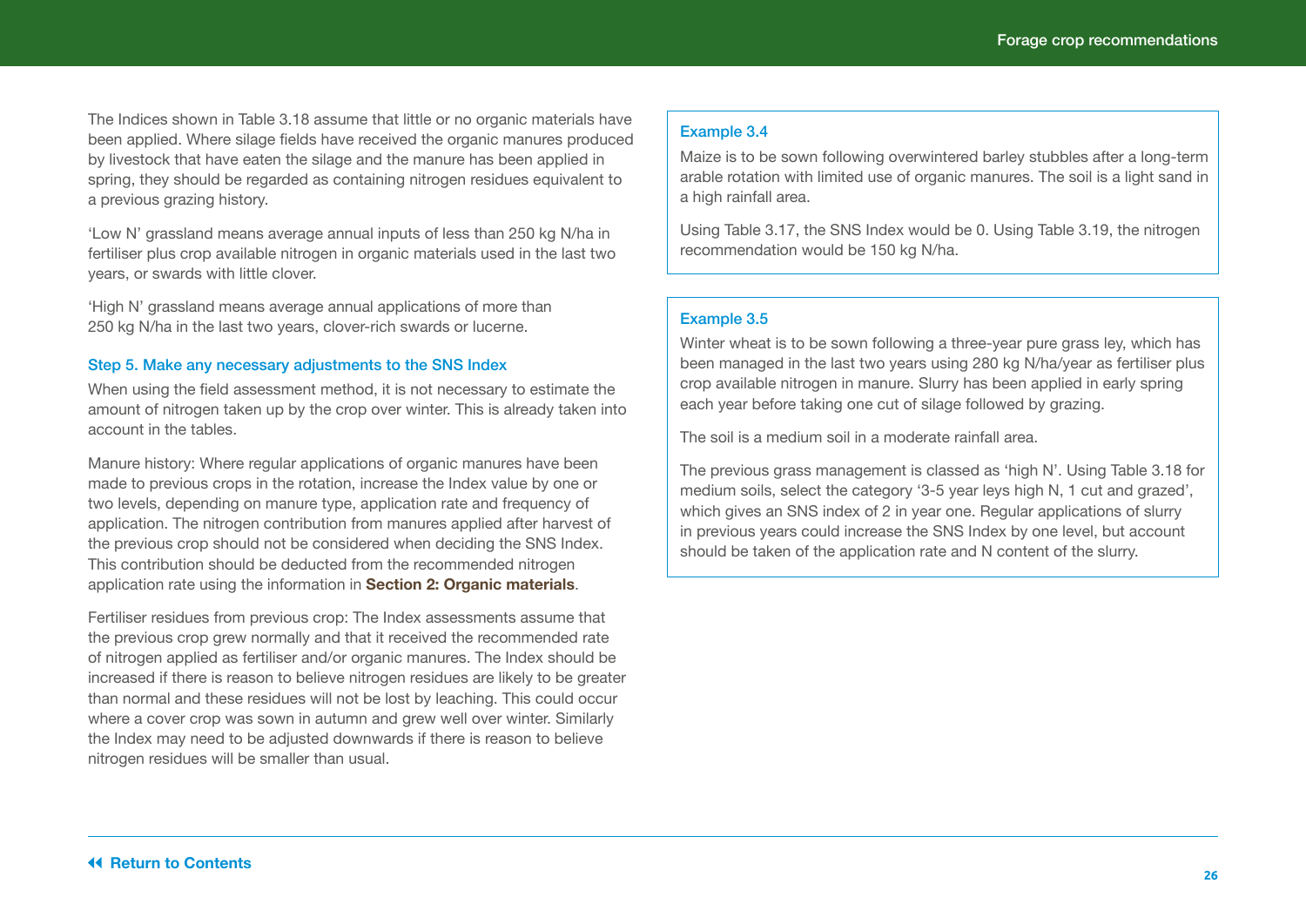The Indices shown in Table 3.18 assume that little or no organic materials have been applied. Where silage fields have received the organic manures produced by livestock that have eaten the silage and the manure has been applied in spring, they should be regarded as containing nitrogen residues equivalent to a previous grazing history.

'Low N' grassland means average annual inputs of less than 250 kg N/ha in fertiliser plus crop available nitrogen in organic materials used in the last two years, or swards with little clover.

'High N' grassland means average annual applications of more than 250 kg N/ha in the last two years, clover-rich swards or lucerne.

### Step 5. Make any necessary adjustments to the SNS Index

When using the field assessment method, it is not necessary to estimate the amount of nitrogen taken up by the crop over winter. This is already taken into account in the tables.

Manure history: Where regular applications of organic manures have been made to previous crops in the rotation, increase the Index value by one or two levels, depending on manure type, application rate and frequency of application. The nitrogen contribution from manures applied after harvest of the previous crop should not be considered when deciding the SNS Index. This contribution should be deducted from the recommended nitrogen application rate using the information in **Section 2: Organic materials**.

Fertiliser residues from previous crop: The Index assessments assume that the previous crop grew normally and that it received the recommended rate of nitrogen applied as fertiliser and/or organic manures. The Index should be increased if there is reason to believe nitrogen residues are likely to be greater than normal and these residues will not be lost by leaching. This could occur where a cover crop was sown in autumn and grew well over winter. Similarly the Index may need to be adjusted downwards if there is reason to believe nitrogen residues will be smaller than usual.

#### Example 3.4

Maize is to be sown following overwintered barley stubbles after a long-term arable rotation with limited use of organic manures. The soil is a light sand in a high rainfall area.

Using Table 3.17, the SNS Index would be 0. Using Table 3.19, the nitrogen recommendation would be 150 kg N/ha.

#### Example 3.5

Winter wheat is to be sown following a three-year pure grass ley, which has been managed in the last two years using 280 kg N/ha/year as fertiliser plus crop available nitrogen in manure. Slurry has been applied in early spring each year before taking one cut of silage followed by grazing.

The soil is a medium soil in a moderate rainfall area.

The previous grass management is classed as 'high N'. Using Table 3.18 for medium soils, select the category '3-5 year leys high N, 1 cut and grazed', which gives an SNS index of 2 in year one. Regular applications of slurry in previous years could increase the SNS Index by one level, but account should be taken of the application rate and N content of the slurry.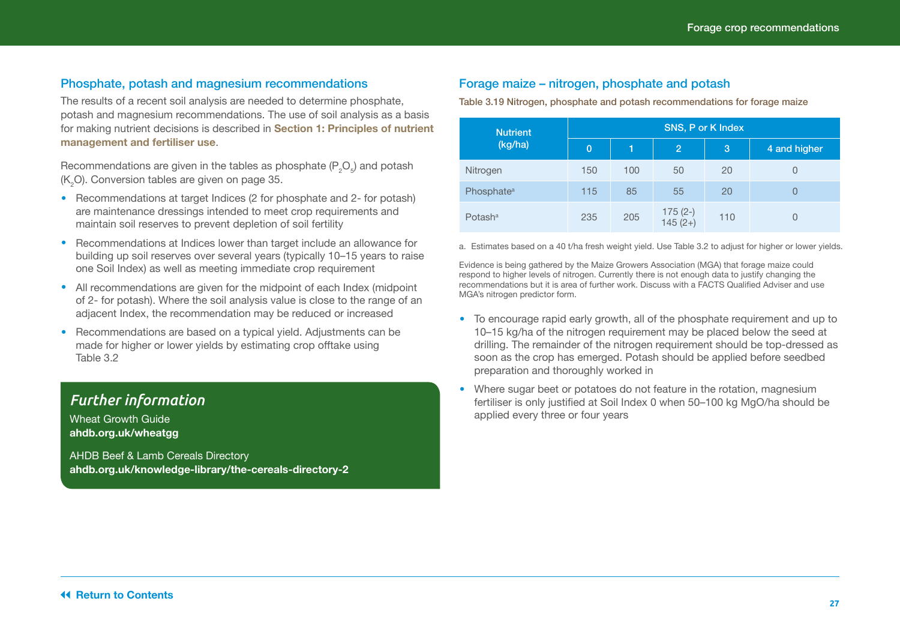## Phosphate, potash and magnesium recommendations

The results of a recent soil analysis are needed to determine phosphate, potash and magnesium recommendations. The use of soil analysis as a basis for making nutrient decisions is described in **Section 1: Principles of nutrient management and fertiliser use**.

Recommendations are given in the tables as phosphate ($P_2O_5$) and potash ($K_2O$). Conversion tables are given on page 35.

- Recommendations at target Indices (2 for phosphate and 2- for potash) are maintenance dressings intended to meet crop requirements and maintain soil reserves to prevent depletion of soil fertility
- Recommendations at Indices lower than target include an allowance for building up soil reserves over several years (typically 10–15 years to raise one Soil Index) as well as meeting immediate crop requirement
- All recommendations are given for the midpoint of each Index (midpoint of 2- for potash). Where the soil analysis value is close to the range of an adjacent Index, the recommendation may be reduced or increased
- Recommendations are based on a typical yield. Adjustments can be made for higher or lower yields by estimating crop offtake using Table 3.2

### *Further information*

Wheat Growth Guide
**ahdb.org.uk/wheatgg**

AHDB Beef & Lamb Cereals Directory
**ahdb.org.uk/knowledge-library/the-cereals-directory-2**

## Forage maize – nitrogen, phosphate and potash

Table 3.19 Nitrogen, phosphate and potash recommendations for forage maize

| Nutrient (kg/ha) | SNS, P or K Index | | | | |
|---|---|---|---|---|---|
| | 0 | 1 | 2 | 3 | 4 and higher |
| Nitrogen | 150 | 100 | 50 | 20 | 0 |
| Phosphate[a] | 115 | 85 | 55 | 20 | 0 |
| Potash[a] | 235 | 205 | 175 (2-) 145 (2+) | 110 | 0 |

a. Estimates based on a 40 t/ha fresh weight yield. Use Table 3.2 to adjust for higher or lower yields.

Evidence is being gathered by the Maize Growers Association (MGA) that forage maize could respond to higher levels of nitrogen. Currently there is not enough data to justify changing the recommendations but it is area of further work. Discuss with a FACTS Qualified Adviser and use MGA's nitrogen predictor form.

- To encourage rapid early growth, all of the phosphate requirement and up to 10–15 kg/ha of the nitrogen requirement may be placed below the seed at drilling. The remainder of the nitrogen requirement should be top-dressed as soon as the crop has emerged. Potash should be applied before seedbed preparation and thoroughly worked in
- Where sugar beet or potatoes do not feature in the rotation, magnesium fertiliser is only justified at Soil Index 0 when 50–100 kg MgO/ha should be applied every three or four years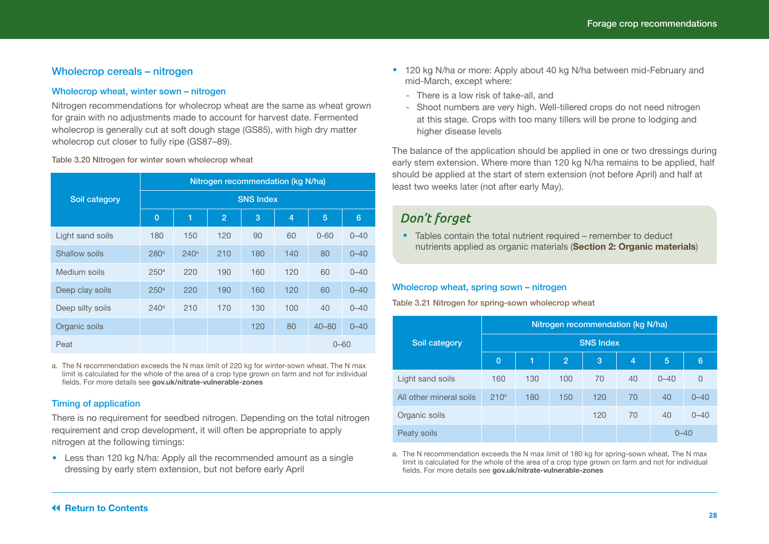## Wholecrop cereals – nitrogen

### Wholecrop wheat, winter sown – nitrogen

Nitrogen recommendations for wholecrop wheat are the same as wheat grown for grain with no adjustments made to account for harvest date. Fermented wholecrop is generally cut at soft dough stage (GS85), with high dry matter wholecrop cut closer to fully ripe (GS87–89).

Table 3.20 Nitrogen for winter sown wholecrop wheat

| Soil category | Nitrogen recommendation (kg N/ha) | | | | | | |
|---|---|---|---|---|---|---|---|
| | SNS Index | | | | | | |
| | 0 | 1 | 2 | 3 | 4 | 5 | 6 |
| Light sand soils | 180 | 150 | 120 | 90 | 60 | 0-60 | 0–40 |
| Shallow soils | 280[a] | 240[a] | 210 | 180 | 140 | 80 | 0–40 |
| Medium soils | 250[a] | 220 | 190 | 160 | 120 | 60 | 0–40 |
| Deep clay soils | 250[a] | 220 | 190 | 160 | 120 | 60 | 0–40 |
| Deep silty soils | 240[a] | 210 | 170 | 130 | 100 | 40 | 0–40 |
| Organic soils | | | | 120 | 80 | 40–80 | 0–40 |
| Peat | | | | | | 0–60 | |

a. The N recommendation exceeds the N max limit of 220 kg for winter-sown wheat. The N max limit is calculated for the whole of the area of a crop type grown on farm and not for individual fields. For more details see **gov.uk/nitrate-vulnerable-zones**

### Timing of application

There is no requirement for seedbed nitrogen. Depending on the total nitrogen requirement and crop development, it will often be appropriate to apply nitrogen at the following timings:

- Less than 120 kg N/ha: Apply all the recommended amount as a single dressing by early stem extension, but not before early April
- 120 kg N/ha or more: Apply about 40 kg N/ha between mid-February and mid-March, except where:
  - There is a low risk of take-all, and
  - Shoot numbers are very high. Well-tillered crops do not need nitrogen at this stage. Crops with too many tillers will be prone to lodging and higher disease levels

The balance of the application should be applied in one or two dressings during early stem extension. Where more than 120 kg N/ha remains to be applied, half should be applied at the start of stem extension (not before April) and half at least two weeks later (not after early May).

> *Don't forget*
>
> - Tables contain the total nutrient required – remember to deduct nutrients applied as organic materials (**Section 2: Organic materials**)

### Wholecrop wheat, spring sown – nitrogen

Table 3.21 Nitrogen for spring-sown wholecrop wheat

| Soil category | Nitrogen recommendation (kg N/ha) | | | | | | |
|---|---|---|---|---|---|---|---|
| | SNS Index | | | | | | |
| | 0 | 1 | 2 | 3 | 4 | 5 | 6 |
| Light sand soils | 160 | 130 | 100 | 70 | 40 | 0–40 | 0 |
| All other mineral soils | 210[a] | 180 | 150 | 120 | 70 | 40 | 0–40 |
| Organic soils | | | | 120 | 70 | 40 | 0–40 |
| Peaty soils | | | | | | 0–40 | |

a. The N recommendation exceeds the N max limit of 180 kg for spring-sown wheat. The N max limit is calculated for the whole of the area of a crop type grown on farm and not for individual fields. For more details see **gov.uk/nitrate-vulnerable-zones**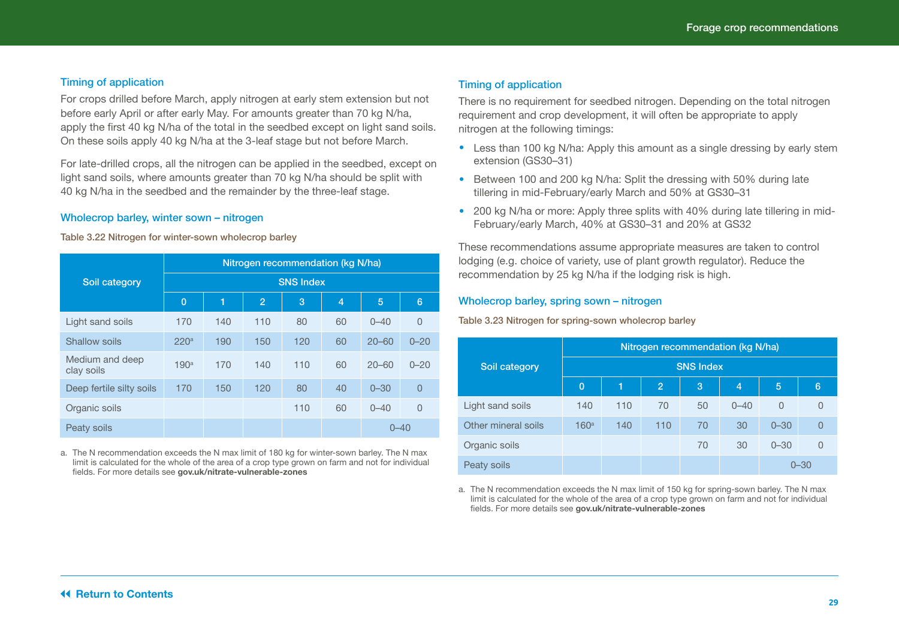### Timing of application

For crops drilled before March, apply nitrogen at early stem extension but not before early April or after early May. For amounts greater than 70 kg N/ha, apply the first 40 kg N/ha of the total in the seedbed except on light sand soils. On these soils apply 40 kg N/ha at the 3-leaf stage but not before March.

For late-drilled crops, all the nitrogen can be applied in the seedbed, except on light sand soils, where amounts greater than 70 kg N/ha should be split with 40 kg N/ha in the seedbed and the remainder by the three-leaf stage.

### Wholecrop barley, winter sown – nitrogen

Table 3.22 Nitrogen for winter-sown wholecrop barley

| Soil category | Nitrogen recommendation (kg N/ha) | | | | | | |
|---|---|---|---|---|---|---|---|
| | SNS Index | | | | | | |
| | 0 | 1 | 2 | 3 | 4 | 5 | 6 |
| Light sand soils | 170 | 140 | 110 | 80 | 60 | 0–40 | 0 |
| Shallow soils | 220[a] | 190 | 150 | 120 | 60 | 20–60 | 0–20 |
| Medium and deep clay soils | 190[a] | 170 | 140 | 110 | 60 | 20–60 | 0–20 |
| Deep fertile silty soils | 170 | 150 | 120 | 80 | 40 | 0–30 | 0 |
| Organic soils | | | | 110 | 60 | 0–40 | 0 |
| Peaty soils | | | | | | 0–40 | |

a. The N recommendation exceeds the N max limit of 180 kg for winter-sown barley. The N max limit is calculated for the whole of the area of a crop type grown on farm and not for individual fields. For more details see **gov.uk/nitrate-vulnerable-zones**

### Timing of application

There is no requirement for seedbed nitrogen. Depending on the total nitrogen requirement and crop development, it will often be appropriate to apply nitrogen at the following timings:

- Less than 100 kg N/ha: Apply this amount as a single dressing by early stem extension (GS30–31)
- Between 100 and 200 kg N/ha: Split the dressing with 50% during late tillering in mid-February/early March and 50% at GS30–31
- 200 kg N/ha or more: Apply three splits with 40% during late tillering in mid-February/early March, 40% at GS30–31 and 20% at GS32

These recommendations assume appropriate measures are taken to control lodging (e.g. choice of variety, use of plant growth regulator). Reduce the recommendation by 25 kg N/ha if the lodging risk is high.

### Wholecrop barley, spring sown – nitrogen

Table 3.23 Nitrogen for spring-sown wholecrop barley

| Soil category | Nitrogen recommendation (kg N/ha) | | | | | | |
|---|---|---|---|---|---|---|---|
| | SNS Index | | | | | | |
| | 0 | 1 | 2 | 3 | 4 | 5 | 6 |
| Light sand soils | 140 | 110 | 70 | 50 | 0–40 | 0 | 0 |
| Other mineral soils | 160[a] | 140 | 110 | 70 | 30 | 0–30 | 0 |
| Organic soils | | | | 70 | 30 | 0–30 | 0 |
| Peaty soils | | | | | | 0–30 | |

a. The N recommendation exceeds the N max limit of 150 kg for spring-sown barley. The N max limit is calculated for the whole of the area of a crop type grown on farm and not for individual fields. For more details see **gov.uk/nitrate-vulnerable-zones**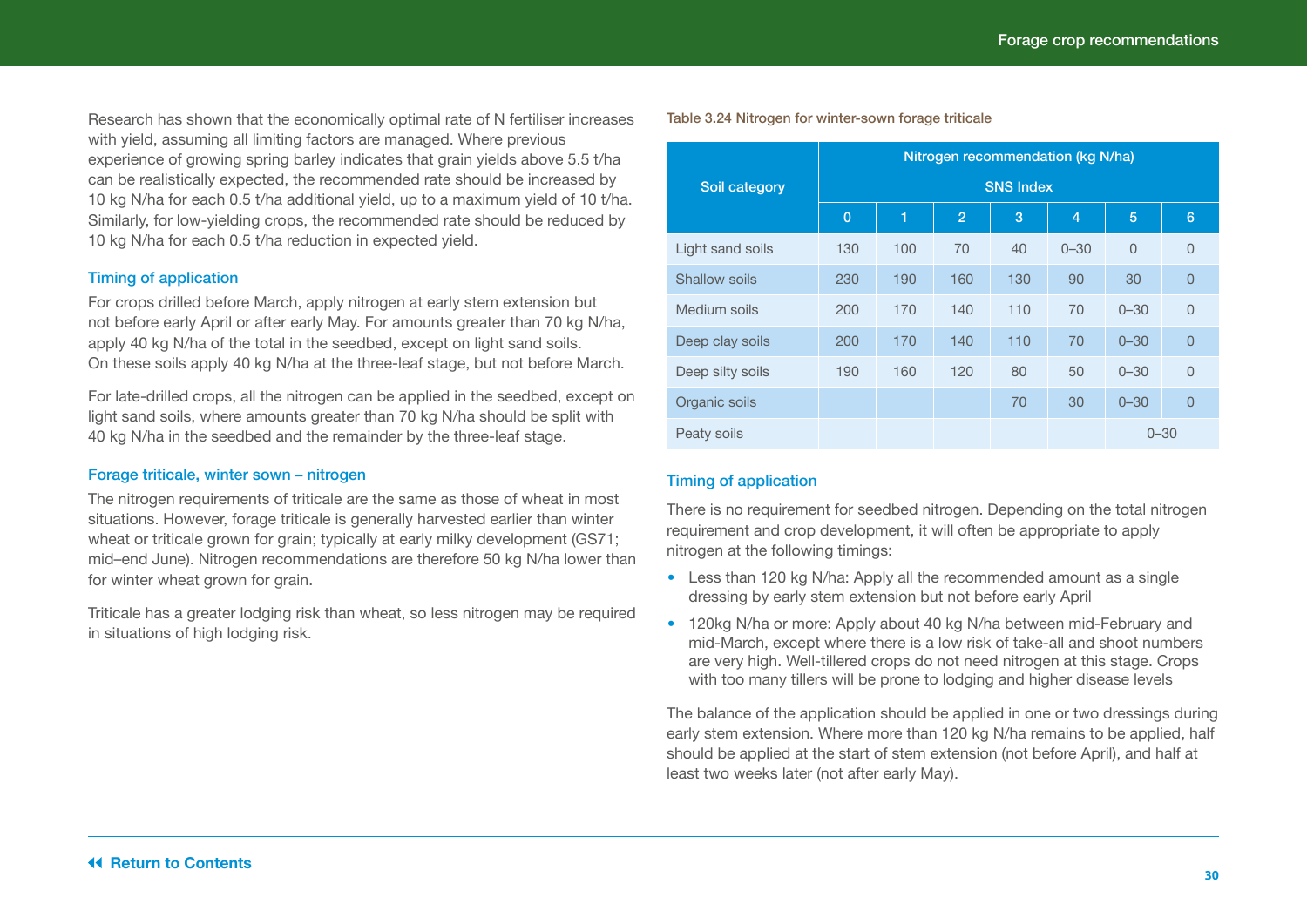Research has shown that the economically optimal rate of N fertiliser increases with yield, assuming all limiting factors are managed. Where previous experience of growing spring barley indicates that grain yields above 5.5 t/ha can be realistically expected, the recommended rate should be increased by 10 kg N/ha for each 0.5 t/ha additional yield, up to a maximum yield of 10 t/ha. Similarly, for low-yielding crops, the recommended rate should be reduced by 10 kg N/ha for each 0.5 t/ha reduction in expected yield.

### Timing of application

For crops drilled before March, apply nitrogen at early stem extension but not before early April or after early May. For amounts greater than 70 kg N/ha, apply 40 kg N/ha of the total in the seedbed, except on light sand soils. On these soils apply 40 kg N/ha at the three-leaf stage, but not before March.

For late-drilled crops, all the nitrogen can be applied in the seedbed, except on light sand soils, where amounts greater than 70 kg N/ha should be split with 40 kg N/ha in the seedbed and the remainder by the three-leaf stage.

### Forage triticale, winter sown – nitrogen

The nitrogen requirements of triticale are the same as those of wheat in most situations. However, forage triticale is generally harvested earlier than winter wheat or triticale grown for grain; typically at early milky development (GS71; mid–end June). Nitrogen recommendations are therefore 50 kg N/ha lower than for winter wheat grown for grain.

Triticale has a greater lodging risk than wheat, so less nitrogen may be required in situations of high lodging risk.

Table 3.24 Nitrogen for winter-sown forage triticale

| Soil category | Nitrogen recommendation (kg N/ha) | | | | | | |
|---|---|---|---|---|---|---|---|
| | SNS Index | | | | | | |
| | 0 | 1 | 2 | 3 | 4 | 5 | 6 |
| Light sand soils | 130 | 100 | 70 | 40 | 0–30 | 0 | 0 |
| Shallow soils | 230 | 190 | 160 | 130 | 90 | 30 | 0 |
| Medium soils | 200 | 170 | 140 | 110 | 70 | 0–30 | 0 |
| Deep clay soils | 200 | 170 | 140 | 110 | 70 | 0–30 | 0 |
| Deep silty soils | 190 | 160 | 120 | 80 | 50 | 0–30 | 0 |
| Organic soils | | | | 70 | 30 | 0–30 | 0 |
| Peaty soils | | | | | | 0–30 | |

### Timing of application

There is no requirement for seedbed nitrogen. Depending on the total nitrogen requirement and crop development, it will often be appropriate to apply nitrogen at the following timings:

- Less than 120 kg N/ha: Apply all the recommended amount as a single dressing by early stem extension but not before early April
- 120kg N/ha or more: Apply about 40 kg N/ha between mid-February and mid-March, except where there is a low risk of take-all and shoot numbers are very high. Well-tillered crops do not need nitrogen at this stage. Crops with too many tillers will be prone to lodging and higher disease levels

The balance of the application should be applied in one or two dressings during early stem extension. Where more than 120 kg N/ha remains to be applied, half should be applied at the start of stem extension (not before April), and half at least two weeks later (not after early May).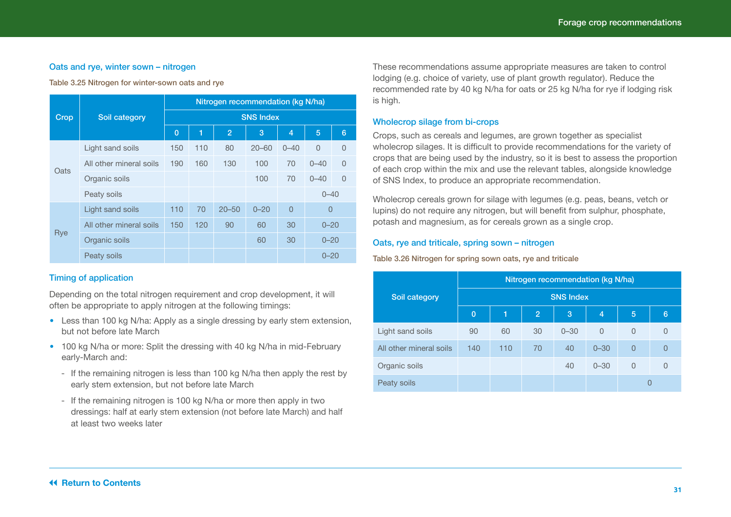## Oats and rye, winter sown – nitrogen

Table 3.25 Nitrogen for winter-sown oats and rye

| Crop | Soil category | Nitrogen recommendation (kg N/ha) SNS Index 0 | 1 | 2 | 3 | 4 | 5 | 6 |
|---|---|---|---|---|---|---|---|---|
| Oats | Light sand soils | 150 | 110 | 80 | 20–60 | 0–40 | 0 | 0 |
| | All other mineral soils | 190 | 160 | 130 | 100 | 70 | 0–40 | 0 |
| | Organic soils | | | | 100 | 70 | 0–40 | 0 |
| | Peaty soils | | | | | | 0–40 | |
| Rye | Light sand soils | 110 | 70 | 20–50 | 0–20 | 0 | 0 | |
| | All other mineral soils | 150 | 120 | 90 | 60 | 30 | 0–20 | |
| | Organic soils | | | | 60 | 30 | 0–20 | |
| | Peaty soils | | | | | | 0–20 | |

### Timing of application

Depending on the total nitrogen requirement and crop development, it will often be appropriate to apply nitrogen at the following timings:

- Less than 100 kg N/ha: Apply as a single dressing by early stem extension, but not before late March
- 100 kg N/ha or more: Split the dressing with 40 kg N/ha in mid-February early-March and:
  - If the remaining nitrogen is less than 100 kg N/ha then apply the rest by early stem extension, but not before late March
  - If the remaining nitrogen is 100 kg N/ha or more then apply in two dressings: half at early stem extension (not before late March) and half at least two weeks later

These recommendations assume appropriate measures are taken to control lodging (e.g. choice of variety, use of plant growth regulator). Reduce the recommended rate by 40 kg N/ha for oats or 25 kg N/ha for rye if lodging risk is high.

## Wholecrop silage from bi-crops

Crops, such as cereals and legumes, are grown together as specialist wholecrop silages. It is difficult to provide recommendations for the variety of crops that are being used by the industry, so it is best to assess the proportion of each crop within the mix and use the relevant tables, alongside knowledge of SNS Index, to produce an appropriate recommendation.

Wholecrop cereals grown for silage with legumes (e.g. peas, beans, vetch or lupins) do not require any nitrogen, but will benefit from sulphur, phosphate, potash and magnesium, as for cereals grown as a single crop.

## Oats, rye and triticale, spring sown – nitrogen

Table 3.26 Nitrogen for spring sown oats, rye and triticale

| Soil category | Nitrogen recommendation (kg N/ha) SNS Index 0 | 1 | 2 | 3 | 4 | 5 | 6 |
|---|---|---|---|---|---|---|---|
| Light sand soils | 90 | 60 | 30 | 0–30 | 0 | 0 | 0 |
| All other mineral soils | 140 | 110 | 70 | 40 | 0–30 | 0 | 0 |
| Organic soils | | | | 40 | 0–30 | 0 | 0 |
| Peaty soils | | | | | | 0 | |

Return to Contents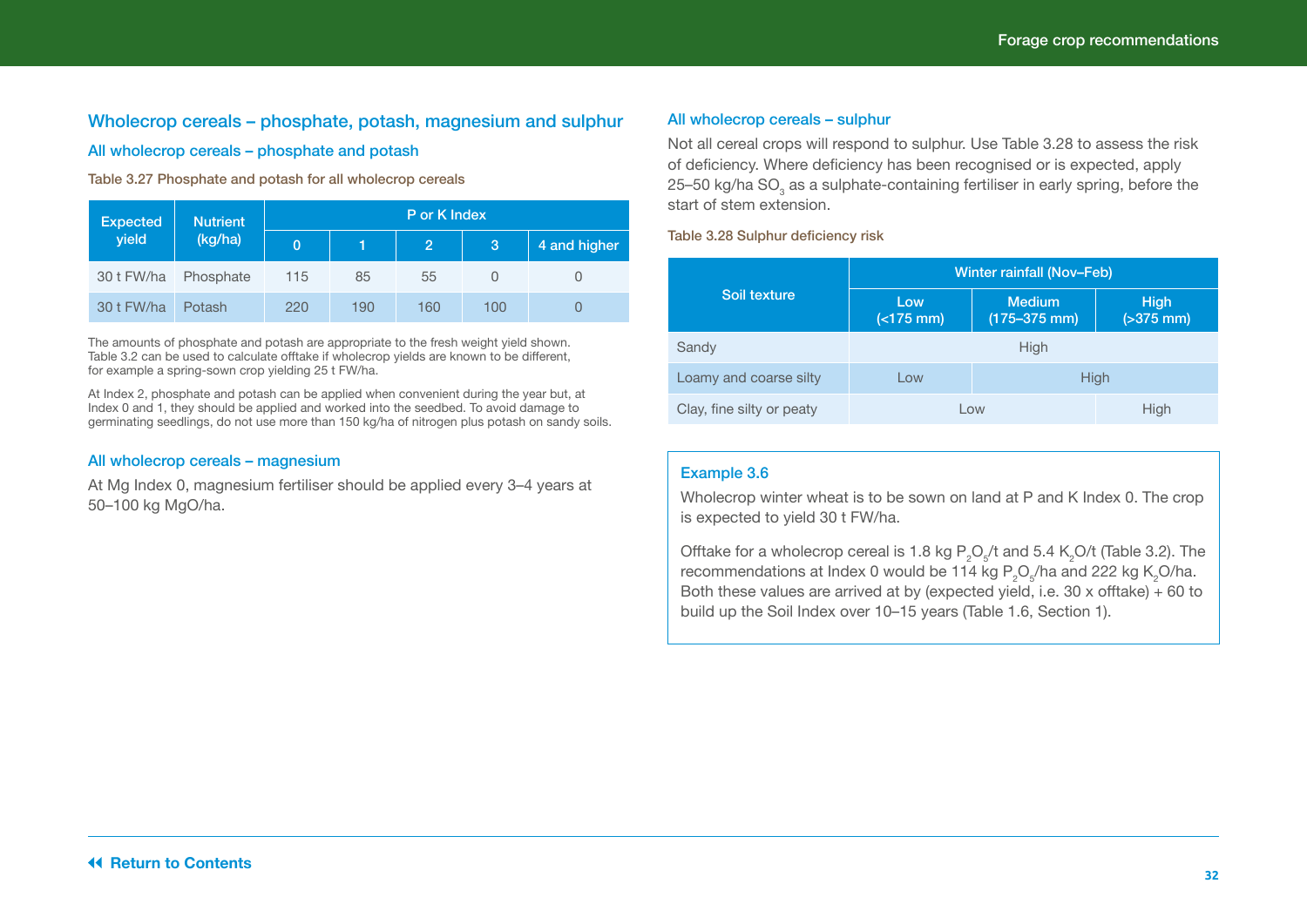## Wholecrop cereals – phosphate, potash, magnesium and sulphur

### All wholecrop cereals – phosphate and potash

Table 3.27 Phosphate and potash for all wholecrop cereals

| Expected yield | Nutrient (kg/ha) | P or K Index | | | | |
|---|---|---|---|---|---|---|
| | | 0 | 1 | 2 | 3 | 4 and higher |
| 30 t FW/ha | Phosphate | 115 | 85 | 55 | 0 | 0 |
| 30 t FW/ha | Potash | 220 | 190 | 160 | 100 | 0 |

The amounts of phosphate and potash are appropriate to the fresh weight yield shown. Table 3.2 can be used to calculate offtake if wholecrop yields are known to be different, for example a spring-sown crop yielding 25 t FW/ha.

At Index 2, phosphate and potash can be applied when convenient during the year but, at Index 0 and 1, they should be applied and worked into the seedbed. To avoid damage to germinating seedlings, do not use more than 150 kg/ha of nitrogen plus potash on sandy soils.

### All wholecrop cereals – magnesium

At Mg Index 0, magnesium fertiliser should be applied every 3–4 years at 50–100 kg MgO/ha.

### All wholecrop cereals – sulphur

Not all cereal crops will respond to sulphur. Use Table 3.28 to assess the risk of deficiency. Where deficiency has been recognised or is expected, apply 25–50 kg/ha $SO_3$ as a sulphate-containing fertiliser in early spring, before the start of stem extension.

Table 3.28 Sulphur deficiency risk

| Soil texture | Winter rainfall (Nov–Feb) | | |
|---|---|---|---|
| | Low (<175 mm) | Medium (175–375 mm) | High (>375 mm) |
| Sandy | High | High | High |
| Loamy and coarse silty | Low | High | High |
| Clay, fine silty or peaty | Low | Low | High |

#### Example 3.6

Wholecrop winter wheat is to be sown on land at P and K Index 0. The crop is expected to yield 30 t FW/ha.

Offtake for a wholecrop cereal is 1.8 kg $P_2O_5$/t and 5.4 $K_2O$/t (Table 3.2). The recommendations at Index 0 would be 114 kg $P_2O_5$/ha and 222 kg $K_2O$/ha. Both these values are arrived at by (expected yield, i.e. 30 x offtake) + 60 to build up the Soil Index over 10–15 years (Table 1.6, Section 1).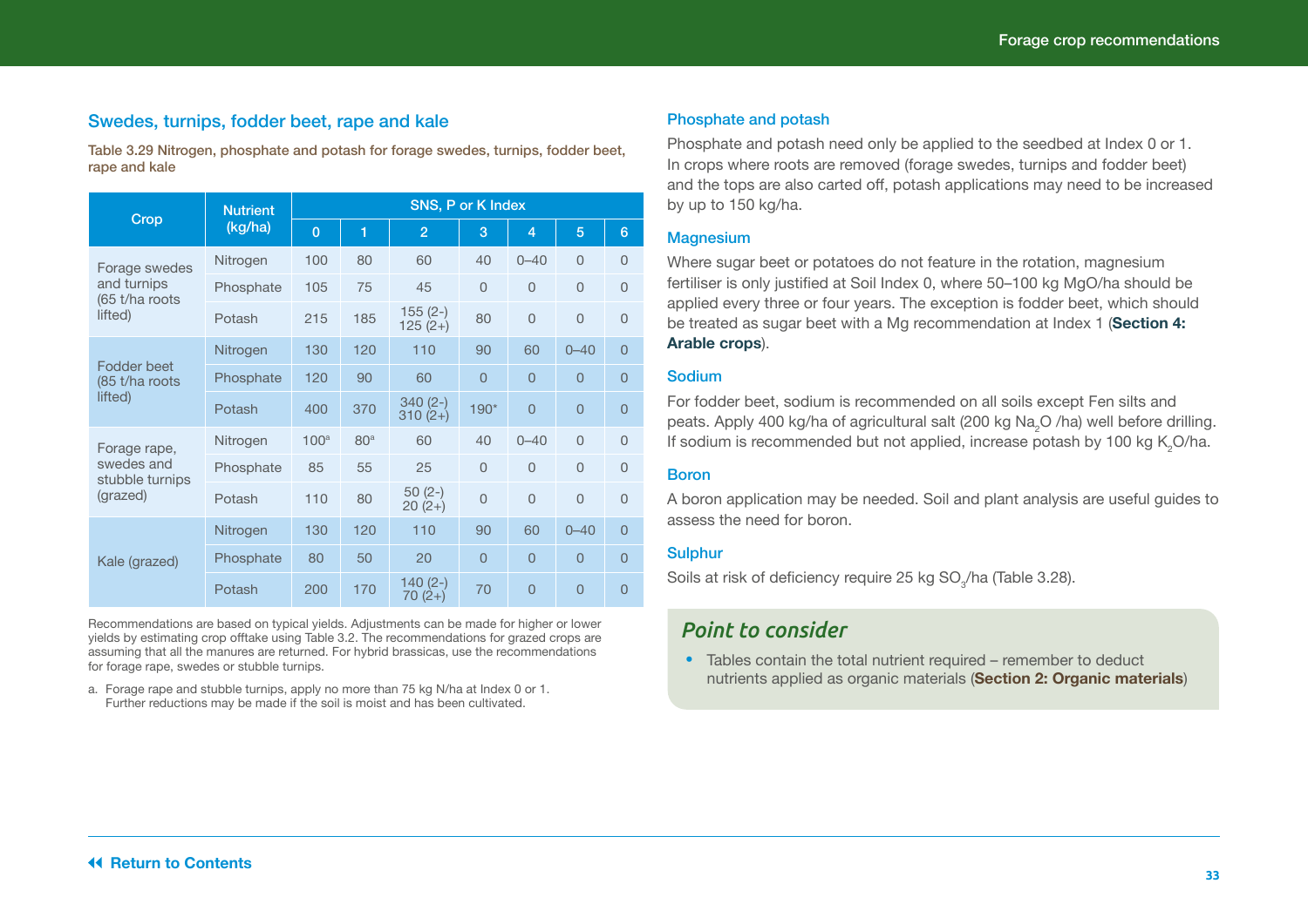## Swedes, turnips, fodder beet, rape and kale

Table 3.29 Nitrogen, phosphate and potash for forage swedes, turnips, fodder beet, rape and kale

| Crop | Nutrient (kg/ha) | SNS, P or K Index | | | | | | |
|---|---|---|---|---|---|---|---|---|
| | | 0 | 1 | 2 | 3 | 4 | 5 | 6 |
| Forage swedes and turnips (65 t/ha roots lifted) | Nitrogen | 100 | 80 | 60 | 40 | 0–40 | 0 | 0 |
| | Phosphate | 105 | 75 | 45 | 0 | 0 | 0 | 0 |
| | Potash | 215 | 185 | 155 (2-) 125 (2+) | 80 | 0 | 0 | 0 |
| Fodder beet (85 t/ha roots lifted) | Nitrogen | 130 | 120 | 110 | 90 | 60 | 0–40 | 0 |
| | Phosphate | 120 | 90 | 60 | 0 | 0 | 0 | 0 |
| | Potash | 400 | 370 | 340 (2-) 310 (2+) | 190* | 0 | 0 | 0 |
| Forage rape, swedes and stubble turnips (grazed) | Nitrogen | 100[a] | 80[a] | 60 | 40 | 0–40 | 0 | 0 |
| | Phosphate | 85 | 55 | 25 | 0 | 0 | 0 | 0 |
| | Potash | 110 | 80 | 50 (2-) 20 (2+) | 0 | 0 | 0 | 0 |
| Kale (grazed) | Nitrogen | 130 | 120 | 110 | 90 | 60 | 0–40 | 0 |
| | Phosphate | 80 | 50 | 20 | 0 | 0 | 0 | 0 |
| | Potash | 200 | 170 | 140 (2-) 70 (2+) | 70 | 0 | 0 | 0 |

Recommendations are based on typical yields. Adjustments can be made for higher or lower yields by estimating crop offtake using Table 3.2. The recommendations for grazed crops are assuming that all the manures are returned. For hybrid brassicas, use the recommendations for forage rape, swedes or stubble turnips.

a. Forage rape and stubble turnips, apply no more than 75 kg N/ha at Index 0 or 1. Further reductions may be made if the soil is moist and has been cultivated.

### Phosphate and potash

Phosphate and potash need only be applied to the seedbed at Index 0 or 1. In crops where roots are removed (forage swedes, turnips and fodder beet) and the tops are also carted off, potash applications may need to be increased by up to 150 kg/ha.

### Magnesium

Where sugar beet or potatoes do not feature in the rotation, magnesium fertiliser is only justified at Soil Index 0, where 50–100 kg MgO/ha should be applied every three or four years. The exception is fodder beet, which should be treated as sugar beet with a Mg recommendation at Index 1 (**Section 4: Arable crops**).

### Sodium

For fodder beet, sodium is recommended on all soils except Fen silts and peats. Apply 400 kg/ha of agricultural salt (200 kg $Na_2O$ /ha) well before drilling. If sodium is recommended but not applied, increase potash by 100 kg $K_2O$/ha.

### Boron

A boron application may be needed. Soil and plant analysis are useful guides to assess the need for boron.

### Sulphur

Soils at risk of deficiency require 25 kg $SO_3$/ha (Table 3.28).

### *Point to consider*

- Tables contain the total nutrient required – remember to deduct nutrients applied as organic materials (**Section 2: Organic materials**)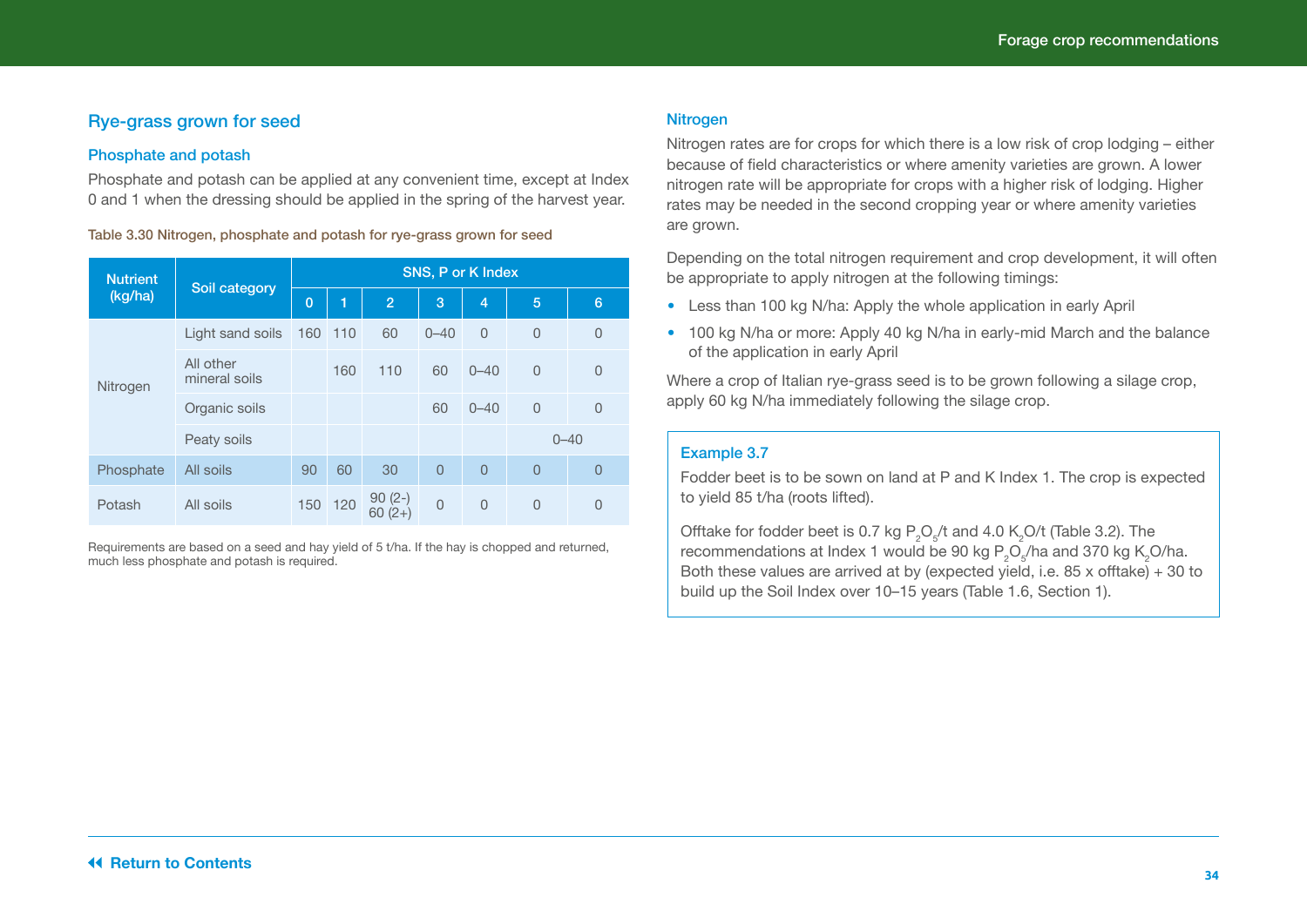## Rye-grass grown for seed

### Phosphate and potash

Phosphate and potash can be applied at any convenient time, except at Index 0 and 1 when the dressing should be applied in the spring of the harvest year.

Table 3.30 Nitrogen, phosphate and potash for rye-grass grown for seed

| Nutrient (kg/ha) | Soil category | SNS, P or K Index | | | | | | |
|---|---|---|---|---|---|---|---|---|
| | | 0 | 1 | 2 | 3 | 4 | 5 | 6 |
| Nitrogen | Light sand soils | 160 | 110 | 60 | 0–40 | 0 | 0 | 0 |
| | All other mineral soils | | 160 | 110 | 60 | 0–40 | 0 | 0 |
| | Organic soils | | | | 60 | 0–40 | 0 | 0 |
| | Peaty soils | | | | | | 0–40 | |
| Phosphate | All soils | 90 | 60 | 30 | 0 | 0 | 0 | 0 |
| Potash | All soils | 150 | 120 | 90 (2-) 60 (2+) | 0 | 0 | 0 | 0 |

Requirements are based on a seed and hay yield of 5 t/ha. If the hay is chopped and returned, much less phosphate and potash is required.

### Nitrogen

Nitrogen rates are for crops for which there is a low risk of crop lodging – either because of field characteristics or where amenity varieties are grown. A lower nitrogen rate will be appropriate for crops with a higher risk of lodging. Higher rates may be needed in the second cropping year or where amenity varieties are grown.

Depending on the total nitrogen requirement and crop development, it will often be appropriate to apply nitrogen at the following timings:

- Less than 100 kg N/ha: Apply the whole application in early April
- 100 kg N/ha or more: Apply 40 kg N/ha in early-mid March and the balance of the application in early April

Where a crop of Italian rye-grass seed is to be grown following a silage crop, apply 60 kg N/ha immediately following the silage crop.

**Example 3.7**

Fodder beet is to be sown on land at P and K Index 1. The crop is expected to yield 85 t/ha (roots lifted).

Offtake for fodder beet is 0.7 kg $P_2O_5$/t and 4.0 $K_2O$/t (Table 3.2). The recommendations at Index 1 would be 90 kg $P_2O_5$/ha and 370 kg $K_2O$/ha. Both these values are arrived at by (expected yield, i.e. 85 x offtake) + 30 to build up the Soil Index over 10–15 years (Table 1.6, Section 1).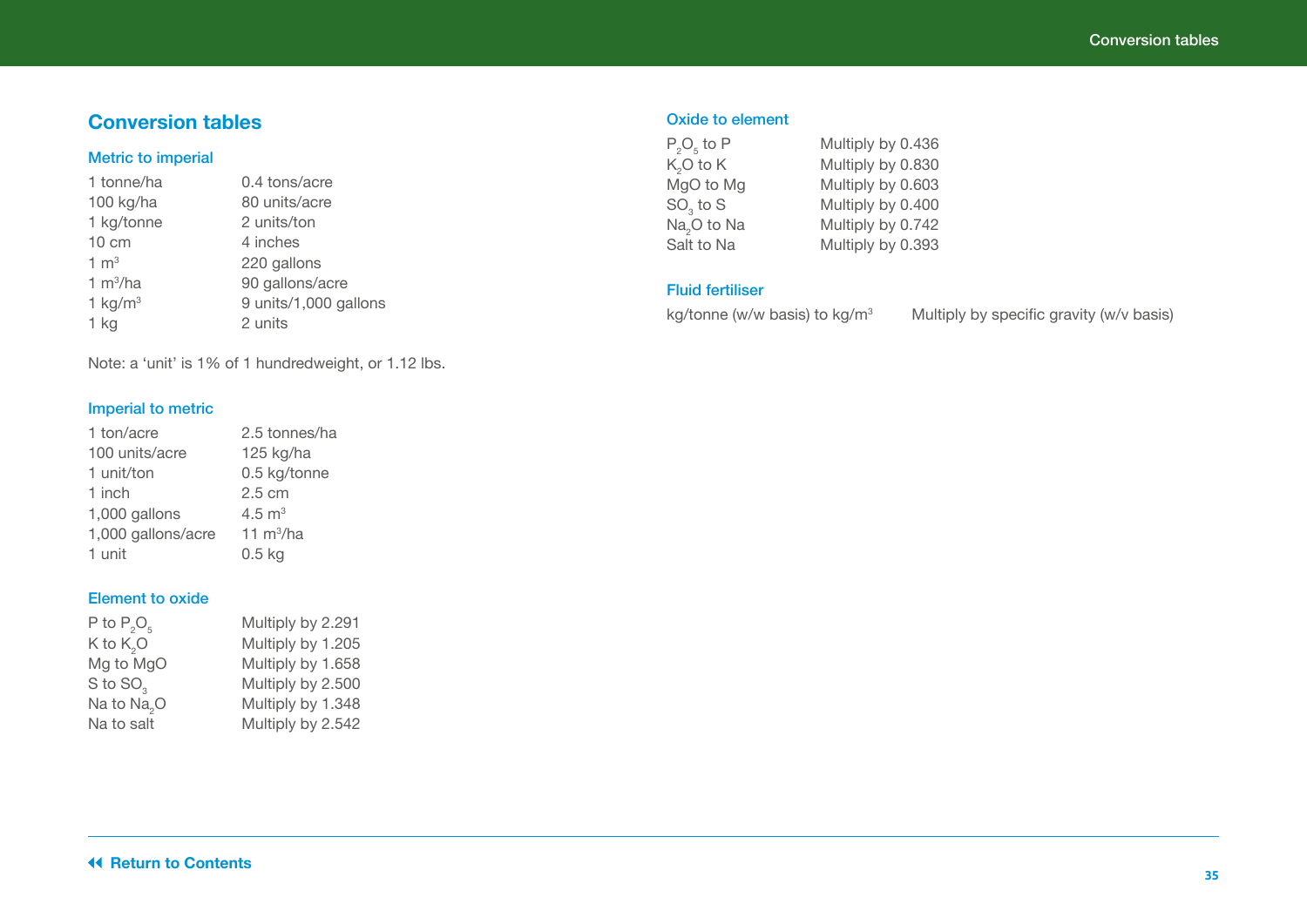# Conversion tables

## Metric to imperial

| | |
|---|---|
| 1 tonne/ha | 0.4 tons/acre |
| 100 kg/ha | 80 units/acre |
| 1 kg/tonne | 2 units/ton |
| 10 cm | 4 inches |
| 1 $m^3$ | 220 gallons |
| 1 $m^3$/ha | 90 gallons/acre |
| 1 kg/$m^3$ | 9 units/1,000 gallons |
| 1 kg | 2 units |

Note: a 'unit' is 1% of 1 hundredweight, or 1.12 lbs.

## Imperial to metric

| | |
|---|---|
| 1 ton/acre | 2.5 tonnes/ha |
| 100 units/acre | 125 kg/ha |
| 1 unit/ton | 0.5 kg/tonne |
| 1 inch | 2.5 cm |
| 1,000 gallons | 4.5 $m^3$ |
| 1,000 gallons/acre | 11 $m^3$/ha |
| 1 unit | 0.5 kg |

## Element to oxide

| | |
|---|---|
| P to $P_2O_5$ | Multiply by 2.291 |
| K to $K_2O$ | Multiply by 1.205 |
| Mg to MgO | Multiply by 1.658 |
| S to $SO_3$ | Multiply by 2.500 |
| Na to $Na_2O$ | Multiply by 1.348 |
| Na to salt | Multiply by 2.542 |

## Oxide to element

| | |
|---|---|
| $P_2O_5$ to P | Multiply by 0.436 |
| $K_2O$ to K | Multiply by 0.830 |
| MgO to Mg | Multiply by 0.603 |
| $SO_3$ to S | Multiply by 0.400 |
| $Na_2O$ to Na | Multiply by 0.742 |
| Salt to Na | Multiply by 0.393 |

## Fluid fertiliser

| | |
|---|---|
| kg/tonne (w/w basis) to kg/$m^3$ | Multiply by specific gravity (w/v basis) |

Return to Contents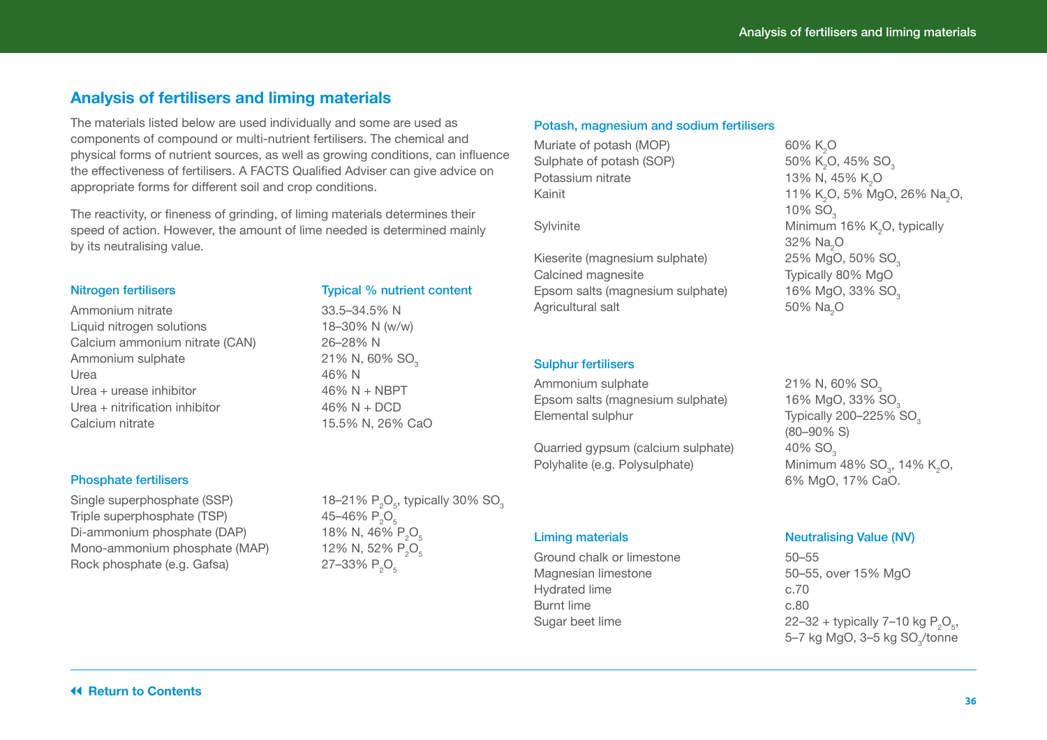## Analysis of fertilisers and liming materials

The materials listed below are used individually and some are used as components of compound or multi-nutrient fertilisers. The chemical and physical forms of nutrient sources, as well as growing conditions, can influence the effectiveness of fertilisers. A FACTS Qualified Adviser can give advice on appropriate forms for different soil and crop conditions.

The reactivity, or fineness of grinding, of liming materials determines their speed of action. However, the amount of lime needed is determined mainly by its neutralising value.

| Nitrogen fertilisers | Typical % nutrient content |
|---|---|
| Ammonium nitrate | 33.5–34.5% N |
| Liquid nitrogen solutions | 18–30% N (w/w) |
| Calcium ammonium nitrate (CAN) | 26–28% N |
| Ammonium sulphate | 21% N, 60% $SO_3$ |
| Urea | 46% N |
| Urea + urease inhibitor | 46% N + NBPT |
| Urea + nitrification inhibitor | 46% N + DCD |
| Calcium nitrate | 15.5% N, 26% CaO |

| Phosphate fertilisers | |
|---|---|
| Single superphosphate (SSP) | 18–21% $P_2O_5$, typically 30% $SO_3$ |
| Triple superphosphate (TSP) | 45–46% $P_2O_5$ |
| Di-ammonium phosphate (DAP) | 18% N, 46% $P_2O_5$ |
| Mono-ammonium phosphate (MAP) | 12% N, 52% $P_2O_5$ |
| Rock phosphate (e.g. Gafsa) | 27–33% $P_2O_5$ |

| Potash, magnesium and sodium fertilisers | |
|---|---|
| Muriate of potash (MOP) | 60% $K_2O$ |
| Sulphate of potash (SOP) | 50% $K_2O$, 45% $SO_3$ |
| Potassium nitrate | 13% N, 45% $K_2O$ |
| Kainit | 11% $K_2O$, 5% MgO, 26% $Na_2O$, 10% $SO_3$ |
| Sylvinite | Minimum 16% $K_2O$, typically 32% $Na_2O$ |
| Kieserite (magnesium sulphate) | 25% MgO, 50% $SO_3$ |
| Calcined magnesite | Typically 80% MgO |
| Epsom salts (magnesium sulphate) | 16% MgO, 33% $SO_3$ |
| Agricultural salt | 50% $Na_2O$ |

| Sulphur fertilisers | |
|---|---|
| Ammonium sulphate | 21% N, 60% $SO_3$ |
| Epsom salts (magnesium sulphate) | 16% MgO, 33% $SO_3$ |
| Elemental sulphur | Typically 200–225% $SO_3$ (80–90% S) |
| Quarried gypsum (calcium sulphate) | 40% $SO_3$ |
| Polyhalite (e.g. Polysulphate) | Minimum 48% $SO_3$, 14% $K_2O$, 6% MgO, 17% CaO. |

| Liming materials | Neutralising Value (NV) |
|---|---|
| Ground chalk or limestone | 50–55 |
| Magnesian limestone | 50–55, over 15% MgO |
| Hydrated lime | c.70 |
| Burnt lime | c.80 |
| Sugar beet lime | 22–32 + typically 7–10 kg $P_2O_5$, 5–7 kg MgO, 3–5 kg $SO_3$/tonne |

Return to Contents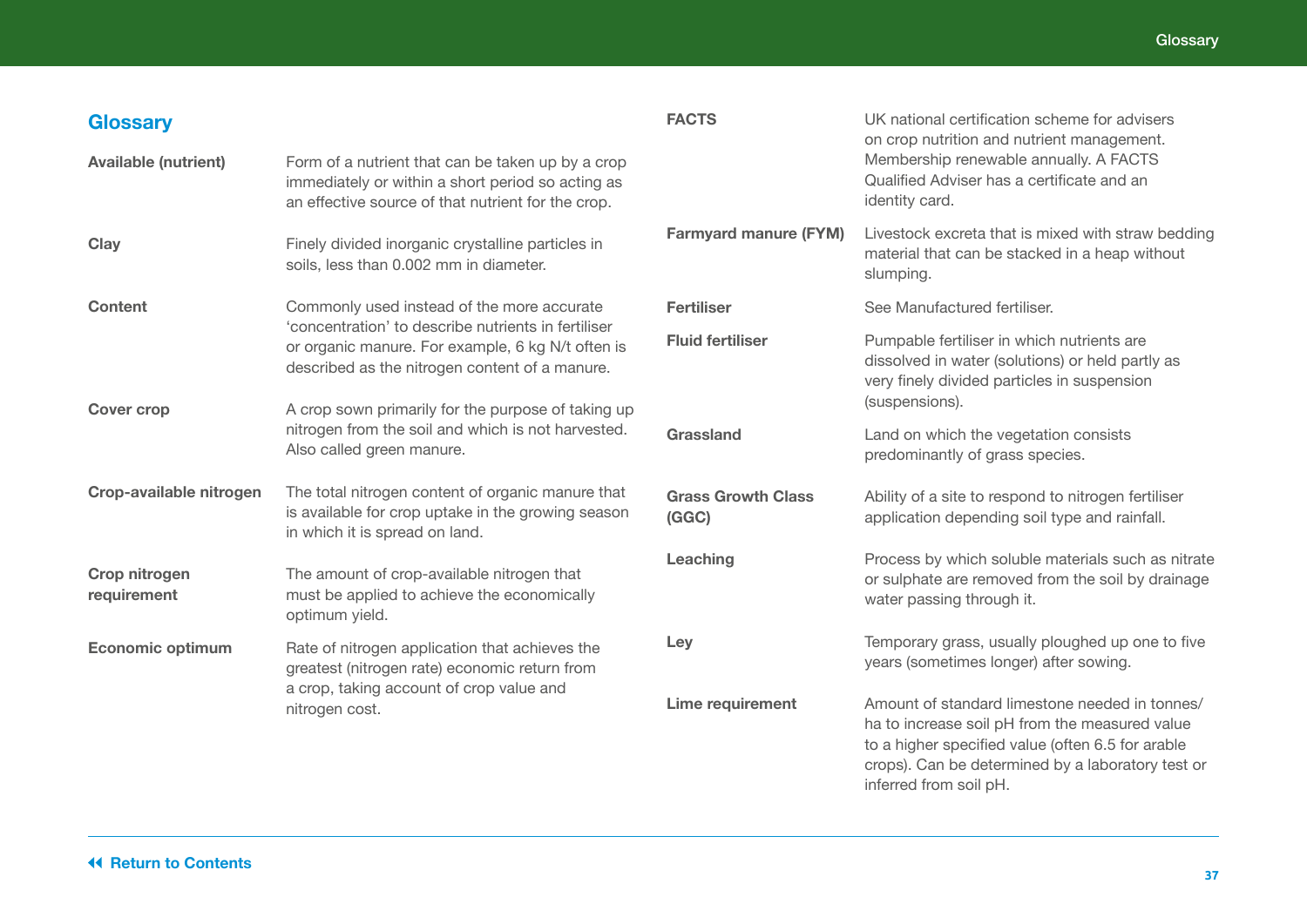## Glossary

**Available (nutrient)** Form of a nutrient that can be taken up by a crop immediately or within a short period so acting as an effective source of that nutrient for the crop.

**Clay** Finely divided inorganic crystalline particles in soils, less than 0.002 mm in diameter.

**Content** Commonly used instead of the more accurate 'concentration' to describe nutrients in fertiliser or organic manure. For example, 6 kg N/t often is described as the nitrogen content of a manure.

**Cover crop** A crop sown primarily for the purpose of taking up nitrogen from the soil and which is not harvested. Also called green manure.

**Crop-available nitrogen** The total nitrogen content of organic manure that is available for crop uptake in the growing season in which it is spread on land.

**Crop nitrogen requirement** The amount of crop-available nitrogen that must be applied to achieve the economically optimum yield.

**Economic optimum** Rate of nitrogen application that achieves the greatest (nitrogen rate) economic return from a crop, taking account of crop value and nitrogen cost.

**FACTS** UK national certification scheme for advisers on crop nutrition and nutrient management. Membership renewable annually. A FACTS Qualified Adviser has a certificate and an identity card.

**Farmyard manure (FYM)** Livestock excreta that is mixed with straw bedding material that can be stacked in a heap without slumping.

**Fertiliser** See Manufactured fertiliser.

**Fluid fertiliser** Pumpable fertiliser in which nutrients are dissolved in water (solutions) or held partly as very finely divided particles in suspension (suspensions).

**Grassland** Land on which the vegetation consists predominantly of grass species.

**Grass Growth Class (GGC)** Ability of a site to respond to nitrogen fertiliser application depending soil type and rainfall.

**Leaching** Process by which soluble materials such as nitrate or sulphate are removed from the soil by drainage water passing through it.

**Ley** Temporary grass, usually ploughed up one to five years (sometimes longer) after sowing.

**Lime requirement** Amount of standard limestone needed in tonnes/ha to increase soil pH from the measured value to a higher specified value (often 6.5 for arable crops). Can be determined by a laboratory test or inferred from soil pH.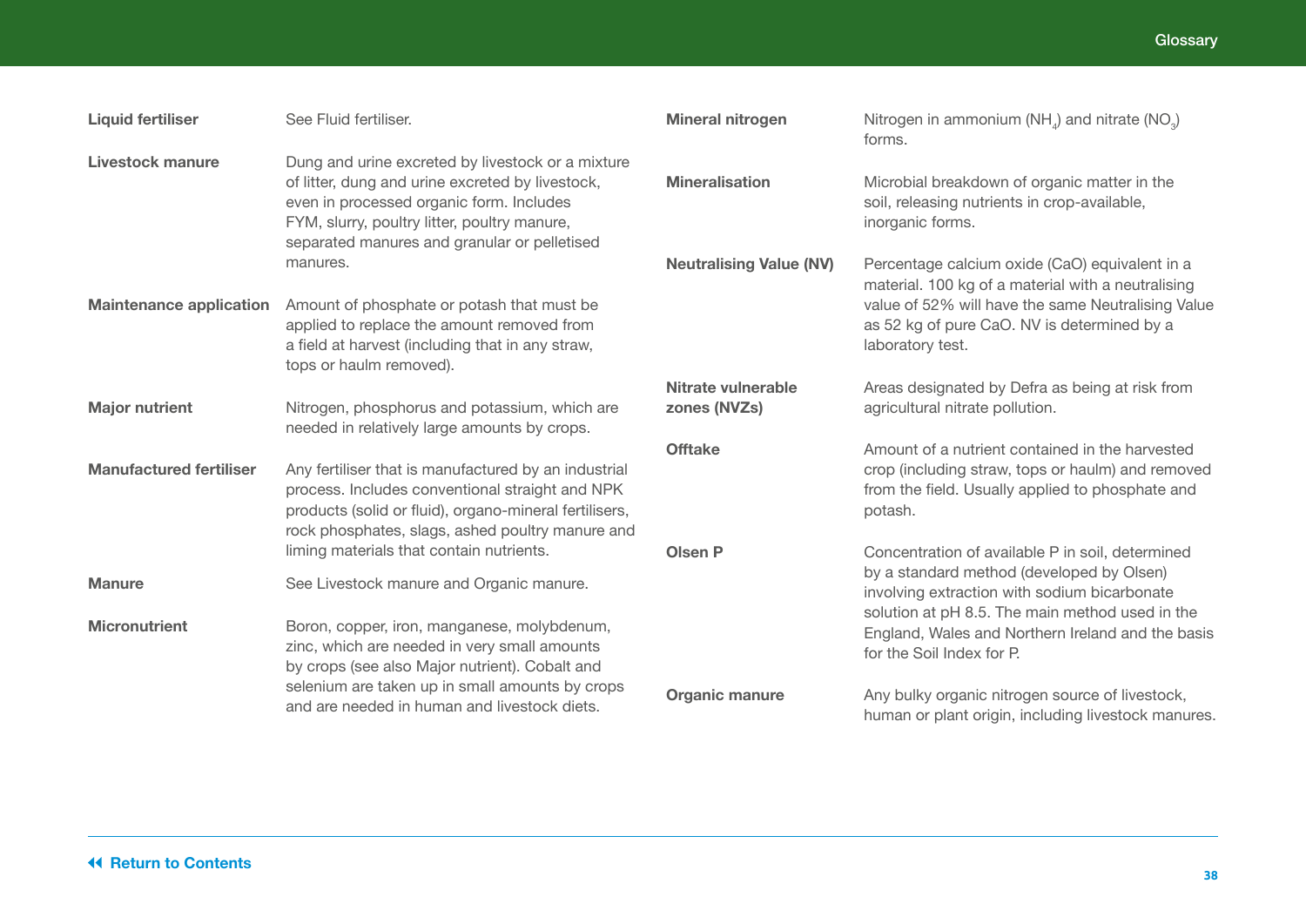**Liquid fertiliser** See Fluid fertiliser.

**Livestock manure** Dung and urine excreted by livestock or a mixture of litter, dung and urine excreted by livestock, even in processed organic form. Includes FYM, slurry, poultry litter, poultry manure, separated manures and granular or pelletised manures.

**Maintenance application** Amount of phosphate or potash that must be applied to replace the amount removed from a field at harvest (including that in any straw, tops or haulm removed).

**Major nutrient** Nitrogen, phosphorus and potassium, which are needed in relatively large amounts by crops.

**Manufactured fertiliser** Any fertiliser that is manufactured by an industrial process. Includes conventional straight and NPK products (solid or fluid), organo-mineral fertilisers, rock phosphates, slags, ashed poultry manure and liming materials that contain nutrients.

**Manure** See Livestock manure and Organic manure.

**Micronutrient** Boron, copper, iron, manganese, molybdenum, zinc, which are needed in very small amounts by crops (see also Major nutrient). Cobalt and selenium are taken up in small amounts by crops and are needed in human and livestock diets.

**Mineral nitrogen** Nitrogen in ammonium ($NH_4$) and nitrate ($NO_3$) forms.

**Mineralisation** Microbial breakdown of organic matter in the soil, releasing nutrients in crop-available, inorganic forms.

**Neutralising Value (NV)** Percentage calcium oxide (CaO) equivalent in a material. 100 kg of a material with a neutralising value of 52% will have the same Neutralising Value as 52 kg of pure CaO. NV is determined by a laboratory test.

**Nitrate vulnerable zones (NVZs)** Areas designated by Defra as being at risk from agricultural nitrate pollution.

**Offtake** Amount of a nutrient contained in the harvested crop (including straw, tops or haulm) and removed from the field. Usually applied to phosphate and potash.

**Olsen P** Concentration of available P in soil, determined by a standard method (developed by Olsen) involving extraction with sodium bicarbonate solution at pH 8.5. The main method used in the England, Wales and Northern Ireland and the basis for the Soil Index for P.

**Organic manure** Any bulky organic nitrogen source of livestock, human or plant origin, including livestock manures.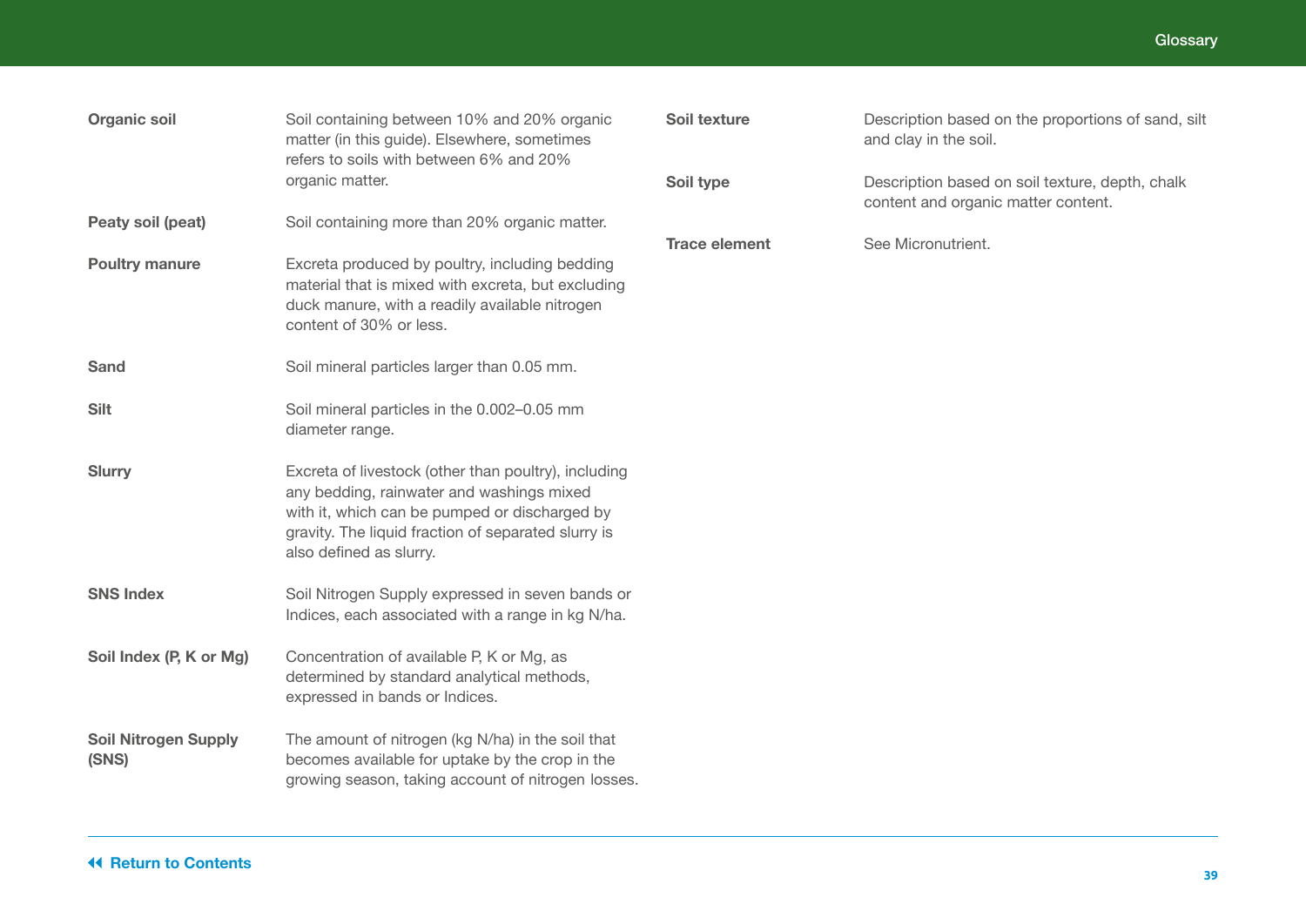**Organic soil** Soil containing between 10% and 20% organic matter (in this guide). Elsewhere, sometimes refers to soils with between 6% and 20% organic matter.

**Peaty soil (peat)** Soil containing more than 20% organic matter.

**Poultry manure** Excreta produced by poultry, including bedding material that is mixed with excreta, but excluding duck manure, with a readily available nitrogen content of 30% or less.

**Sand** Soil mineral particles larger than 0.05 mm.

**Silt** Soil mineral particles in the 0.002–0.05 mm diameter range.

**Slurry** Excreta of livestock (other than poultry), including any bedding, rainwater and washings mixed with it, which can be pumped or discharged by gravity. The liquid fraction of separated slurry is also defined as slurry.

**SNS Index** Soil Nitrogen Supply expressed in seven bands or Indices, each associated with a range in kg N/ha.

**Soil Index (P, K or Mg)** Concentration of available P, K or Mg, as determined by standard analytical methods, expressed in bands or Indices.

**Soil Nitrogen Supply (SNS)** The amount of nitrogen (kg N/ha) in the soil that becomes available for uptake by the crop in the growing season, taking account of nitrogen losses.

**Soil texture** Description based on the proportions of sand, silt and clay in the soil.

**Soil type** Description based on soil texture, depth, chalk content and organic matter content.

**Trace element** See Micronutrient.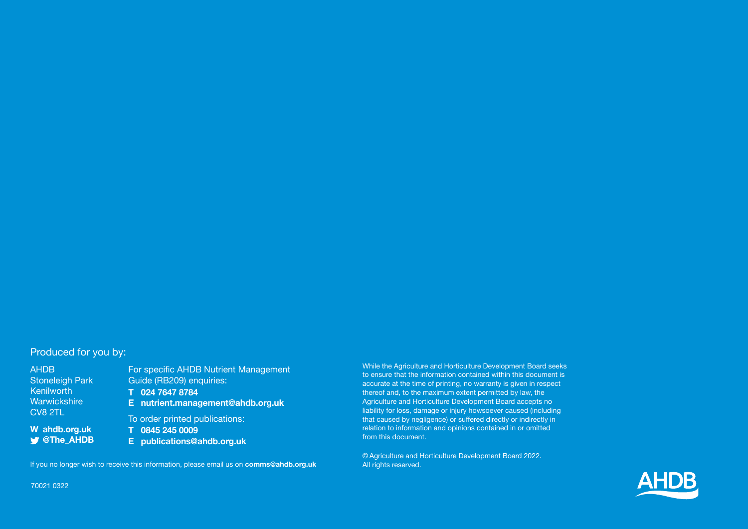Produced for you by:

AHDB
Stoneleigh Park
Kenilworth
Warwickshire
CV8 2TL

**W ahdb.org.uk**
**@The_AHDB**

For specific AHDB Nutrient Management Guide (RB209) enquiries:
**T 024 7647 8784**
**E nutrient.management@ahdb.org.uk**

To order printed publications:
**T 0845 245 0009**
**E publications@ahdb.org.uk**

If you no longer wish to receive this information, please email us on **comms@ahdb.org.uk**

70021 0322

While the Agriculture and Horticulture Development Board seeks to ensure that the information contained within this document is accurate at the time of printing, no warranty is given in respect thereof and, to the maximum extent permitted by law, the Agriculture and Horticulture Development Board accepts no liability for loss, damage or injury howsoever caused (including that caused by negligence) or suffered directly or indirectly in relation to information and opinions contained in or omitted from this document.

© Agriculture and Horticulture Development Board 2022.
All rights reserved.

AHDB